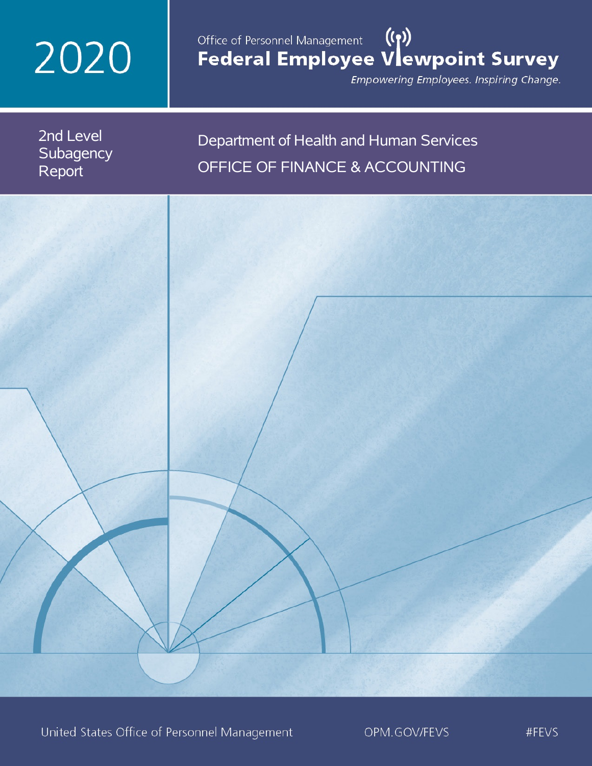# 2020

Office of Personnel Management

# Federal Employee Viewpoint Survey

*Empowering Employees. Inspiring Change.*

2nd Level Subagency Report

## Department of Health and Human Services

## OFFICE OF FINANCE & ACCOUNTING

United States Office of Personnel Management OPM.GOV/FEVS #FEVS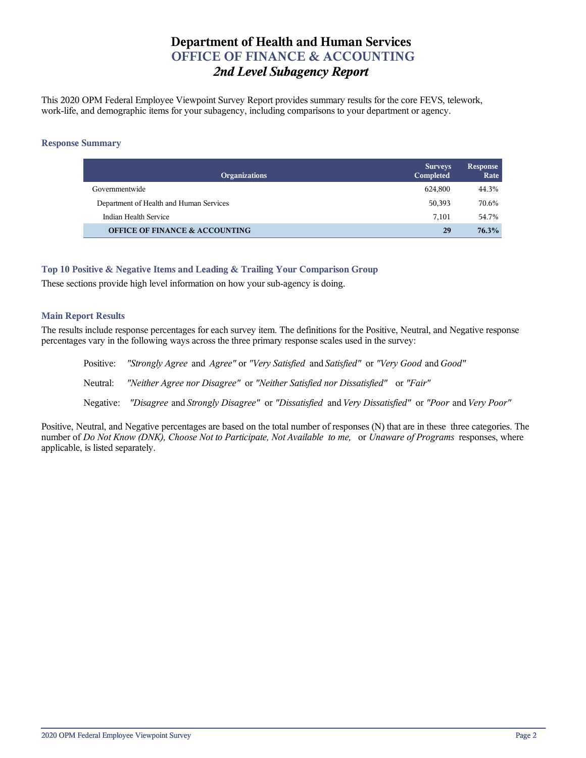# Department of Health and Human Services
## OFFICE OF FINANCE & ACCOUNTING
### *2nd Level Subagency Report*

This 2020 OPM Federal Employee Viewpoint Survey Report provides summary results for the core FEVS, telework, work-life, and demographic items for your subagency, including comparisons to your department or agency.

### Response Summary

| Organizations | Surveys Completed | Response Rate |
|---|---|---|
| Governmentwide | 624,800 | 44.3% |
| Department of Health and Human Services | 50,393 | 70.6% |
| Indian Health Service | 7,101 | 54.7% |
| **OFFICE OF FINANCE & ACCOUNTING** | **29** | **76.3%** |

### Top 10 Positive & Negative Items and Leading & Trailing Your Comparison Group

These sections provide high level information on how your sub-agency is doing.

### Main Report Results

The results include response percentages for each survey item. The definitions for the Positive, Neutral, and Negative response percentages vary in the following ways across the three primary response scales used in the survey:

Positive: *"Strongly Agree* and *Agree"* or *"Very Satisfied* and *Satisfied"* or *"Very Good* and *Good"*

Neutral: *"Neither Agree nor Disagree"* or *"Neither Satisfied nor Dissatisfied"* or *"Fair"*

Negative: *"Disagree* and *Strongly Disagree"* or *"Dissatisfied* and *Very Dissatisfied"* or *"Poor* and *Very Poor"*

Positive, Neutral, and Negative percentages are based on the total number of responses (N) that are in these three categories. The number of *Do Not Know (DNK), Choose Not to Participate, Not Available to me,* or *Unaware of Programs* responses, where applicable, is listed separately.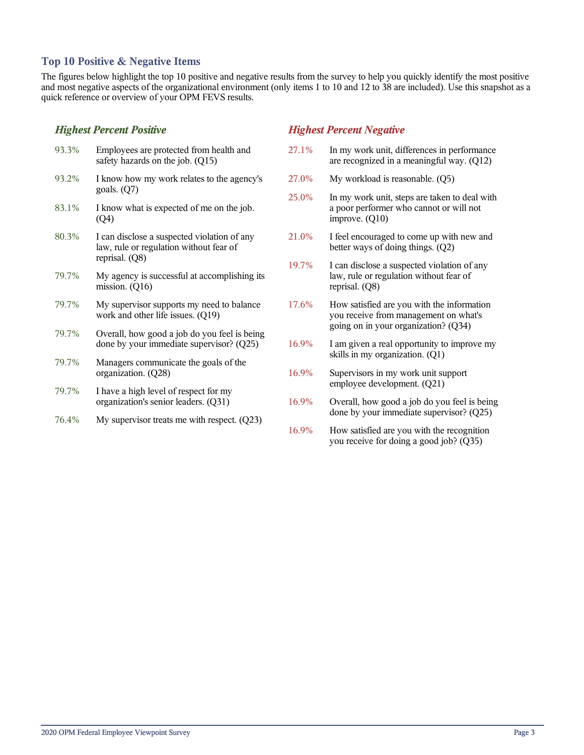## Top 10 Positive & Negative Items

The figures below highlight the top 10 positive and negative results from the survey to help you quickly identify the most positive and most negative aspects of the organizational environment (only items 1 to 10 and 12 to 38 are included). Use this snapshot as a quick reference or overview of your OPM FEVS results.

### *Highest Percent Positive*

| | |
|---|---|
| 93.3% | Employees are protected from health and safety hazards on the job. (Q15) |
| 93.2% | I know how my work relates to the agency's goals. (Q7) |
| 83.1% | I know what is expected of me on the job. (Q4) |
| 80.3% | I can disclose a suspected violation of any law, rule or regulation without fear of reprisal. (Q8) |
| 79.7% | My agency is successful at accomplishing its mission. (Q16) |
| 79.7% | My supervisor supports my need to balance work and other life issues. (Q19) |
| 79.7% | Overall, how good a job do you feel is being done by your immediate supervisor? (Q25) |
| 79.7% | Managers communicate the goals of the organization. (Q28) |
| 79.7% | I have a high level of respect for my organization's senior leaders. (Q31) |
| 76.4% | My supervisor treats me with respect. (Q23) |

### *Highest Percent Negative*

| | |
|---|---|
| 27.1% | In my work unit, differences in performance are recognized in a meaningful way. (Q12) |
| 27.0% | My workload is reasonable. (Q5) |
| 25.0% | In my work unit, steps are taken to deal with a poor performer who cannot or will not improve. (Q10) |
| 21.0% | I feel encouraged to come up with new and better ways of doing things. (Q2) |
| 19.7% | I can disclose a suspected violation of any law, rule or regulation without fear of reprisal. (Q8) |
| 17.6% | How satisfied are you with the information you receive from management on what's going on in your organization? (Q34) |
| 16.9% | I am given a real opportunity to improve my skills in my organization. (Q1) |
| 16.9% | Supervisors in my work unit support employee development. (Q21) |
| 16.9% | Overall, how good a job do you feel is being done by your immediate supervisor? (Q25) |
| 16.9% | How satisfied are you with the recognition you receive for doing a good job? (Q35) |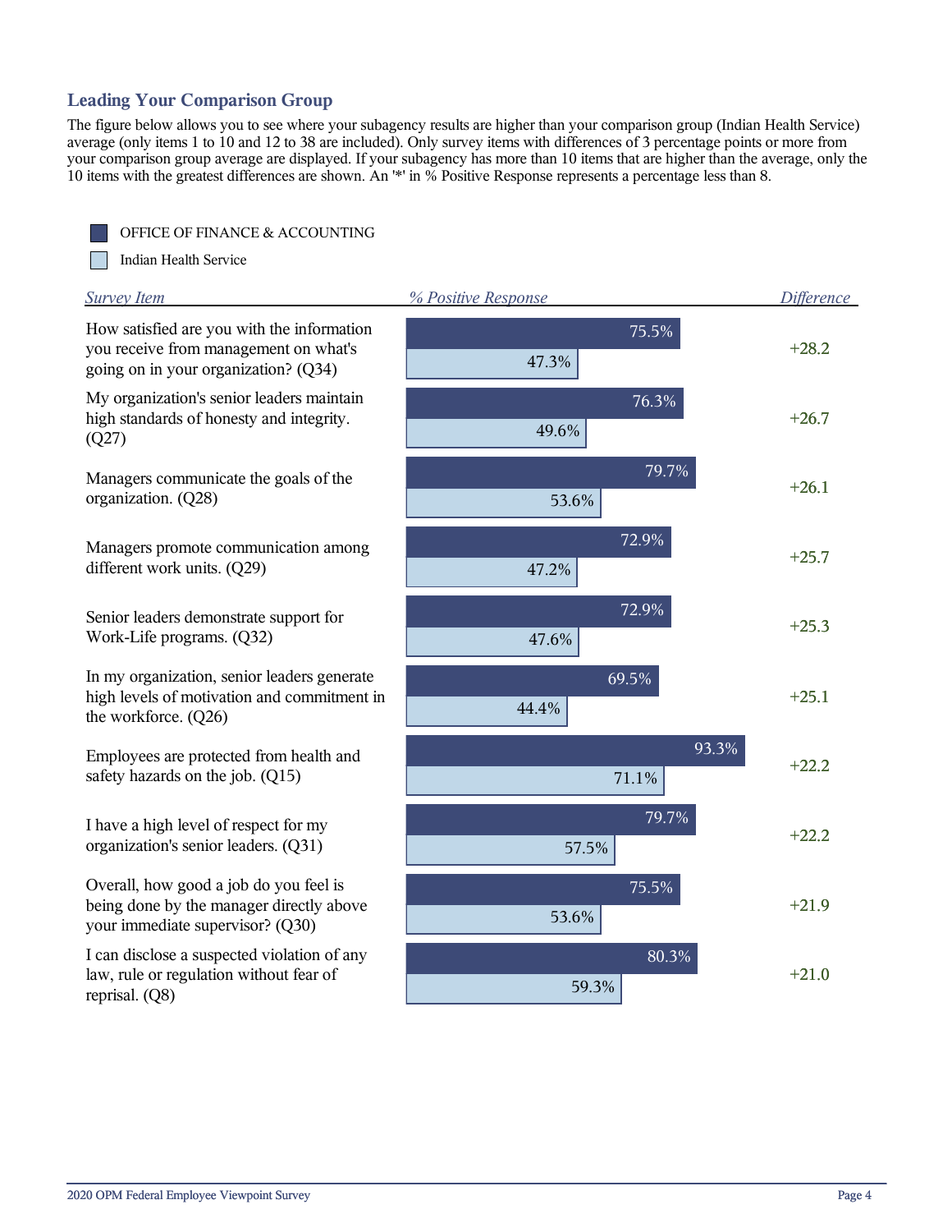## Leading Your Comparison Group

The figure below allows you to see where your subagency results are higher than your comparison group (Indian Health Service) average (only items 1 to 10 and 12 to 38 are included). Only survey items with differences of 3 percentage points or more from your comparison group average are displayed. If your subagency has more than 10 items that are higher than the average, only the 10 items with the greatest differences are shown. An '*' in % Positive Response represents a percentage less than 8.

| Survey Item | OFFICE OF FINANCE & ACCOUNTING % Positive Response | Indian Health Service % Positive Response | Difference |
|---|---|---|---|
| How satisfied are you with the information you receive from management on what's going on in your organization? (Q34) | 75.5% | 47.3% | +28.2 |
| My organization's senior leaders maintain high standards of honesty and integrity. (Q27) | 76.3% | 49.6% | +26.7 |
| Managers communicate the goals of the organization. (Q28) | 79.7% | 53.6% | +26.1 |
| Managers promote communication among different work units. (Q29) | 72.9% | 47.2% | +25.7 |
| Senior leaders demonstrate support for Work-Life programs. (Q32) | 72.9% | 47.6% | +25.3 |
| In my organization, senior leaders generate high levels of motivation and commitment in the workforce. (Q26) | 69.5% | 44.4% | +25.1 |
| Employees are protected from health and safety hazards on the job. (Q15) | 93.3% | 71.1% | +22.2 |
| I have a high level of respect for my organization's senior leaders. (Q31) | 79.7% | 57.5% | +22.2 |
| Overall, how good a job do you feel is being done by the manager directly above your immediate supervisor? (Q30) | 75.5% | 53.6% | +21.9 |
| I can disclose a suspected violation of any law, rule or regulation without fear of reprisal. (Q8) | 80.3% | 59.3% | +21.0 |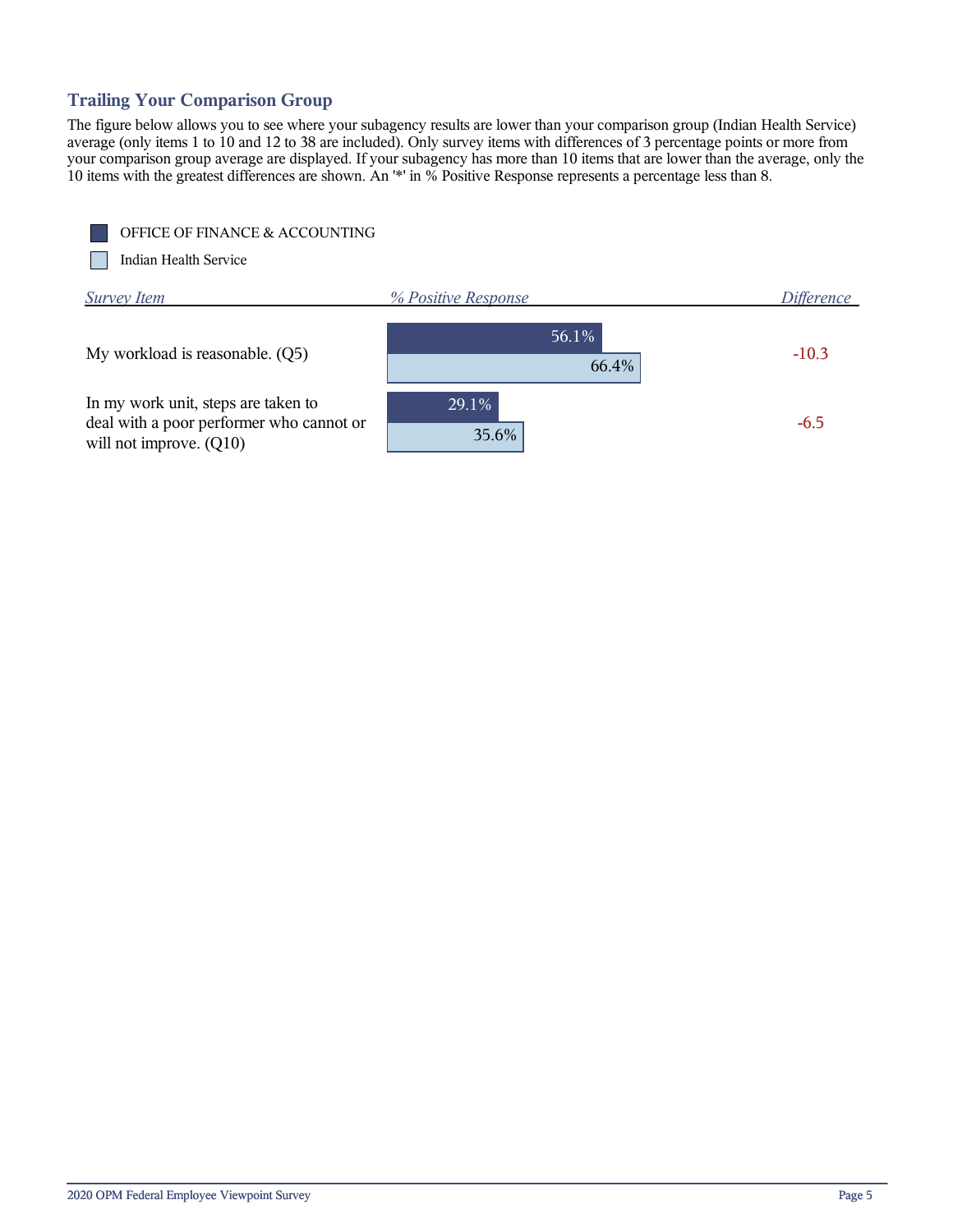## Trailing Your Comparison Group

The figure below allows you to see where your subagency results are lower than your comparison group (Indian Health Service) average (only items 1 to 10 and 12 to 38 are included). Only survey items with differences of 3 percentage points or more from your comparison group average are displayed. If your subagency has more than 10 items that are lower than the average, only the 10 items with the greatest differences are shown. An '*' in % Positive Response represents a percentage less than 8.

| Survey Item | % Positive Response: OFFICE OF FINANCE & ACCOUNTING | % Positive Response: Indian Health Service | Difference |
|---|---|---|---|
| My workload is reasonable. (Q5) | 56.1% | 66.4% | -10.3 |
| In my work unit, steps are taken to deal with a poor performer who cannot or will not improve. (Q10) | 29.1% | 35.6% | -6.5 |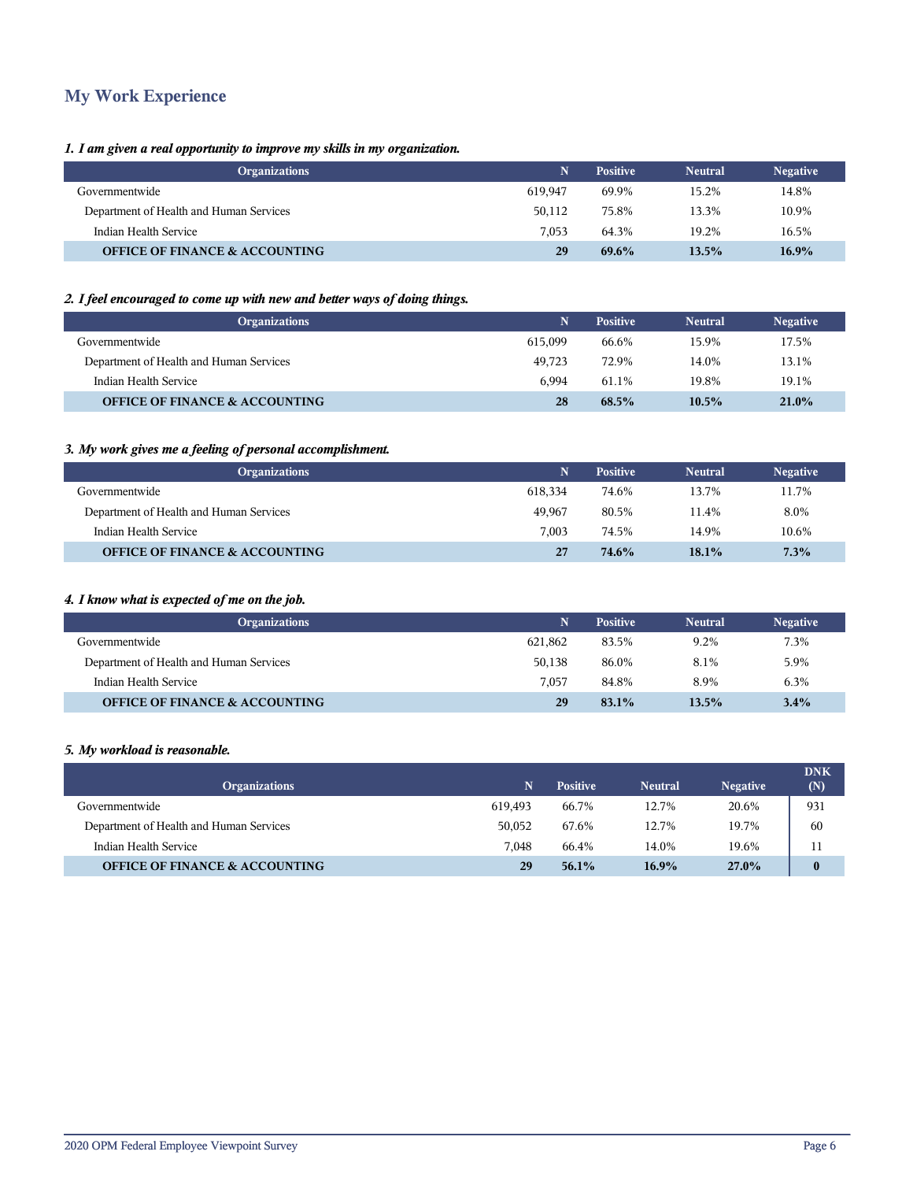## My Work Experience

*1. I am given a real opportunity to improve my skills in my organization.*

| Organizations | N | Positive | Neutral | Negative |
|---|---|---|---|---|
| Governmentwide | 619,947 | 69.9% | 15.2% | 14.8% |
| Department of Health and Human Services | 50,112 | 75.8% | 13.3% | 10.9% |
| Indian Health Service | 7,053 | 64.3% | 19.2% | 16.5% |
| **OFFICE OF FINANCE & ACCOUNTING** | **29** | **69.6%** | **13.5%** | **16.9%** |

*2. I feel encouraged to come up with new and better ways of doing things.*

| Organizations | N | Positive | Neutral | Negative |
|---|---|---|---|---|
| Governmentwide | 615,099 | 66.6% | 15.9% | 17.5% |
| Department of Health and Human Services | 49,723 | 72.9% | 14.0% | 13.1% |
| Indian Health Service | 6,994 | 61.1% | 19.8% | 19.1% |
| **OFFICE OF FINANCE & ACCOUNTING** | **28** | **68.5%** | **10.5%** | **21.0%** |

*3. My work gives me a feeling of personal accomplishment.*

| Organizations | N | Positive | Neutral | Negative |
|---|---|---|---|---|
| Governmentwide | 618,334 | 74.6% | 13.7% | 11.7% |
| Department of Health and Human Services | 49,967 | 80.5% | 11.4% | 8.0% |
| Indian Health Service | 7,003 | 74.5% | 14.9% | 10.6% |
| **OFFICE OF FINANCE & ACCOUNTING** | **27** | **74.6%** | **18.1%** | **7.3%** |

*4. I know what is expected of me on the job.*

| Organizations | N | Positive | Neutral | Negative |
|---|---|---|---|---|
| Governmentwide | 621,862 | 83.5% | 9.2% | 7.3% |
| Department of Health and Human Services | 50,138 | 86.0% | 8.1% | 5.9% |
| Indian Health Service | 7,057 | 84.8% | 8.9% | 6.3% |
| **OFFICE OF FINANCE & ACCOUNTING** | **29** | **83.1%** | **13.5%** | **3.4%** |

*5. My workload is reasonable.*

| Organizations | N | Positive | Neutral | Negative | DNK (N) |
|---|---|---|---|---|---|
| Governmentwide | 619,493 | 66.7% | 12.7% | 20.6% | 931 |
| Department of Health and Human Services | 50,052 | 67.6% | 12.7% | 19.7% | 60 |
| Indian Health Service | 7,048 | 66.4% | 14.0% | 19.6% | 11 |
| **OFFICE OF FINANCE & ACCOUNTING** | **29** | **56.1%** | **16.9%** | **27.0%** | **0** |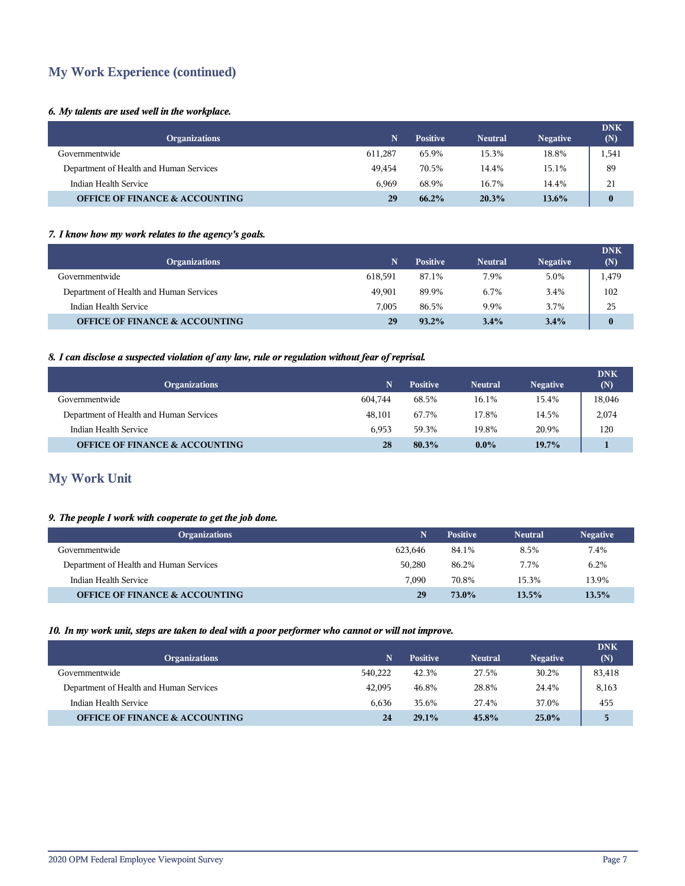## My Work Experience (continued)

### *6. My talents are used well in the workplace.*

| Organizations | N | Positive | Neutral | Negative | DNK (N) |
|---|---|---|---|---|---|
| Governmentwide | 611,287 | 65.9% | 15.3% | 18.8% | 1,541 |
| Department of Health and Human Services | 49,454 | 70.5% | 14.4% | 15.1% | 89 |
| Indian Health Service | 6,969 | 68.9% | 16.7% | 14.4% | 21 |
| **OFFICE OF FINANCE & ACCOUNTING** | **29** | **66.2%** | **20.3%** | **13.6%** | **0** |

### *7. I know how my work relates to the agency's goals.*

| Organizations | N | Positive | Neutral | Negative | DNK (N) |
|---|---|---|---|---|---|
| Governmentwide | 618,591 | 87.1% | 7.9% | 5.0% | 1,479 |
| Department of Health and Human Services | 49,901 | 89.9% | 6.7% | 3.4% | 102 |
| Indian Health Service | 7,005 | 86.5% | 9.9% | 3.7% | 25 |
| **OFFICE OF FINANCE & ACCOUNTING** | **29** | **93.2%** | **3.4%** | **3.4%** | **0** |

### *8. I can disclose a suspected violation of any law, rule or regulation without fear of reprisal.*

| Organizations | N | Positive | Neutral | Negative | DNK (N) |
|---|---|---|---|---|---|
| Governmentwide | 604,744 | 68.5% | 16.1% | 15.4% | 18,046 |
| Department of Health and Human Services | 48,101 | 67.7% | 17.8% | 14.5% | 2,074 |
| Indian Health Service | 6,953 | 59.3% | 19.8% | 20.9% | 120 |
| **OFFICE OF FINANCE & ACCOUNTING** | **28** | **80.3%** | **0.0%** | **19.7%** | **1** |

## My Work Unit

### *9. The people I work with cooperate to get the job done.*

| Organizations | N | Positive | Neutral | Negative |
|---|---|---|---|---|
| Governmentwide | 623,646 | 84.1% | 8.5% | 7.4% |
| Department of Health and Human Services | 50,280 | 86.2% | 7.7% | 6.2% |
| Indian Health Service | 7,090 | 70.8% | 15.3% | 13.9% |
| **OFFICE OF FINANCE & ACCOUNTING** | **29** | **73.0%** | **13.5%** | **13.5%** |

### *10. In my work unit, steps are taken to deal with a poor performer who cannot or will not improve.*

| Organizations | N | Positive | Neutral | Negative | DNK (N) |
|---|---|---|---|---|---|
| Governmentwide | 540,222 | 42.3% | 27.5% | 30.2% | 83,418 |
| Department of Health and Human Services | 42,095 | 46.8% | 28.8% | 24.4% | 8,163 |
| Indian Health Service | 6,636 | 35.6% | 27.4% | 37.0% | 455 |
| **OFFICE OF FINANCE & ACCOUNTING** | **24** | **29.1%** | **45.8%** | **25.0%** | **5** |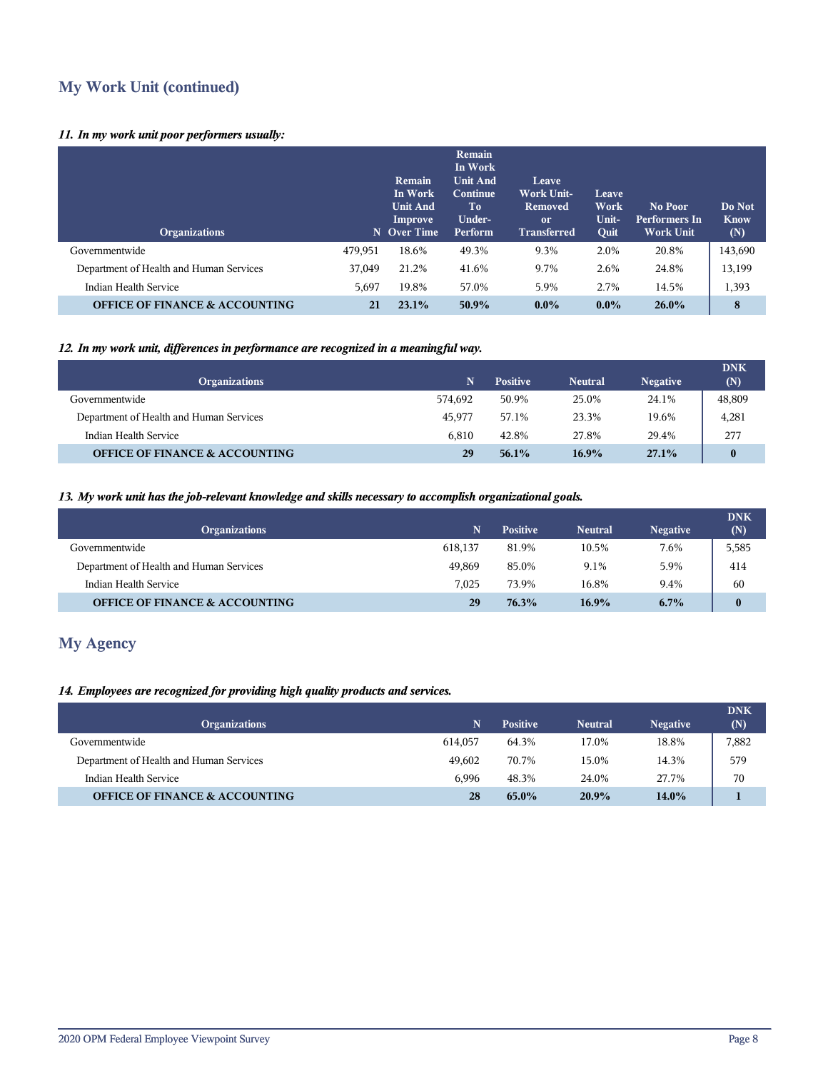## My Work Unit (continued)

*11. In my work unit poor performers usually:*

| Organizations | N | Remain In Work Unit And Improve Over Time | Remain In Work Unit And Continue To Under-Perform | Leave Work Unit-Removed or Transferred | Leave Work Unit-Quit | No Poor Performers In Work Unit | Do Not Know (N) |
|---|---|---|---|---|---|---|---|
| Governmentwide | 479,951 | 18.6% | 49.3% | 9.3% | 2.0% | 20.8% | 143,690 |
| Department of Health and Human Services | 37,049 | 21.2% | 41.6% | 9.7% | 2.6% | 24.8% | 13,199 |
| Indian Health Service | 5,697 | 19.8% | 57.0% | 5.9% | 2.7% | 14.5% | 1,393 |
| **OFFICE OF FINANCE & ACCOUNTING** | **21** | **23.1%** | **50.9%** | **0.0%** | **0.0%** | **26.0%** | **8** |

*12. In my work unit, differences in performance are recognized in a meaningful way.*

| Organizations | N | Positive | Neutral | Negative | DNK (N) |
|---|---|---|---|---|---|
| Governmentwide | 574,692 | 50.9% | 25.0% | 24.1% | 48,809 |
| Department of Health and Human Services | 45,977 | 57.1% | 23.3% | 19.6% | 4,281 |
| Indian Health Service | 6,810 | 42.8% | 27.8% | 29.4% | 277 |
| **OFFICE OF FINANCE & ACCOUNTING** | **29** | **56.1%** | **16.9%** | **27.1%** | **0** |

*13. My work unit has the job-relevant knowledge and skills necessary to accomplish organizational goals.*

| Organizations | N | Positive | Neutral | Negative | DNK (N) |
|---|---|---|---|---|---|
| Governmentwide | 618,137 | 81.9% | 10.5% | 7.6% | 5,585 |
| Department of Health and Human Services | 49,869 | 85.0% | 9.1% | 5.9% | 414 |
| Indian Health Service | 7,025 | 73.9% | 16.8% | 9.4% | 60 |
| **OFFICE OF FINANCE & ACCOUNTING** | **29** | **76.3%** | **16.9%** | **6.7%** | **0** |

## My Agency

*14. Employees are recognized for providing high quality products and services.*

| Organizations | N | Positive | Neutral | Negative | DNK (N) |
|---|---|---|---|---|---|
| Governmentwide | 614,057 | 64.3% | 17.0% | 18.8% | 7,882 |
| Department of Health and Human Services | 49,602 | 70.7% | 15.0% | 14.3% | 579 |
| Indian Health Service | 6,996 | 48.3% | 24.0% | 27.7% | 70 |
| **OFFICE OF FINANCE & ACCOUNTING** | **28** | **65.0%** | **20.9%** | **14.0%** | **1** |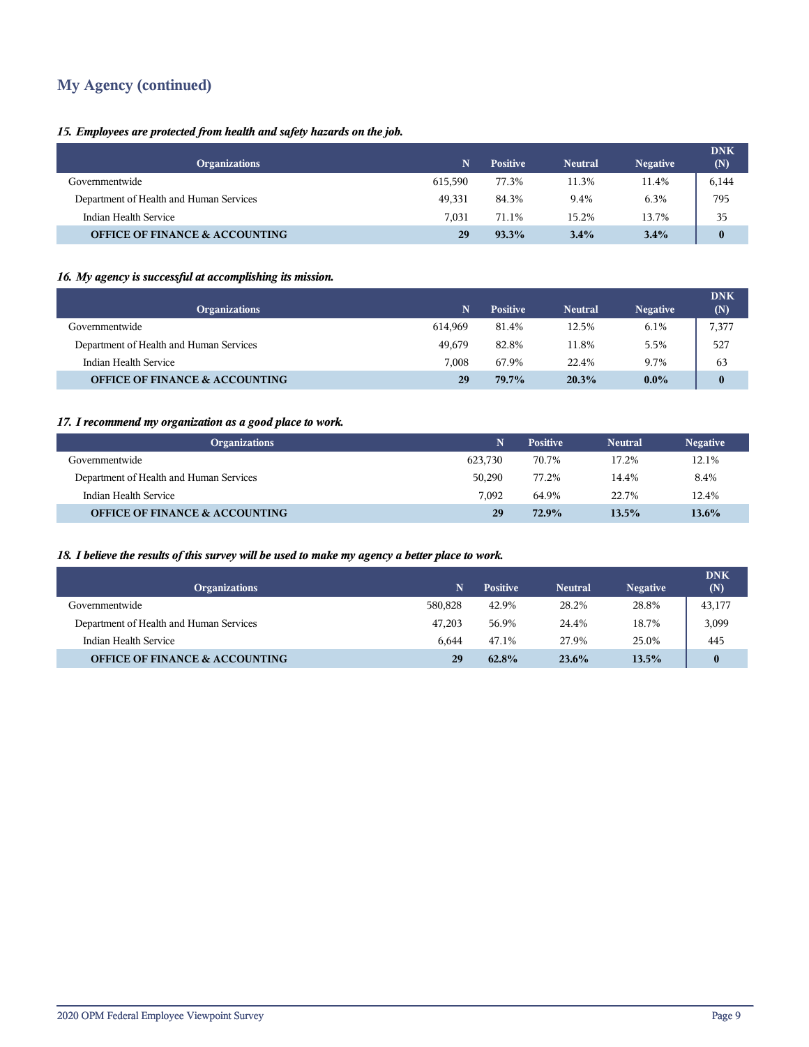## My Agency (continued)

*15. Employees are protected from health and safety hazards on the job.*

| Organizations | N | Positive | Neutral | Negative | DNK (N) |
|---|---|---|---|---|---|
| Governmentwide | 615,590 | 77.3% | 11.3% | 11.4% | 6,144 |
| Department of Health and Human Services | 49,331 | 84.3% | 9.4% | 6.3% | 795 |
| Indian Health Service | 7,031 | 71.1% | 15.2% | 13.7% | 35 |
| **OFFICE OF FINANCE & ACCOUNTING** | **29** | **93.3%** | **3.4%** | **3.4%** | **0** |

*16. My agency is successful at accomplishing its mission.*

| Organizations | N | Positive | Neutral | Negative | DNK (N) |
|---|---|---|---|---|---|
| Governmentwide | 614,969 | 81.4% | 12.5% | 6.1% | 7,377 |
| Department of Health and Human Services | 49,679 | 82.8% | 11.8% | 5.5% | 527 |
| Indian Health Service | 7,008 | 67.9% | 22.4% | 9.7% | 63 |
| **OFFICE OF FINANCE & ACCOUNTING** | **29** | **79.7%** | **20.3%** | **0.0%** | **0** |

*17. I recommend my organization as a good place to work.*

| Organizations | N | Positive | Neutral | Negative |
|---|---|---|---|---|
| Governmentwide | 623,730 | 70.7% | 17.2% | 12.1% |
| Department of Health and Human Services | 50,290 | 77.2% | 14.4% | 8.4% |
| Indian Health Service | 7,092 | 64.9% | 22.7% | 12.4% |
| **OFFICE OF FINANCE & ACCOUNTING** | **29** | **72.9%** | **13.5%** | **13.6%** |

*18. I believe the results of this survey will be used to make my agency a better place to work.*

| Organizations | N | Positive | Neutral | Negative | DNK (N) |
|---|---|---|---|---|---|
| Governmentwide | 580,828 | 42.9% | 28.2% | 28.8% | 43,177 |
| Department of Health and Human Services | 47,203 | 56.9% | 24.4% | 18.7% | 3,099 |
| Indian Health Service | 6,644 | 47.1% | 27.9% | 25.0% | 445 |
| **OFFICE OF FINANCE & ACCOUNTING** | **29** | **62.8%** | **23.6%** | **13.5%** | **0** |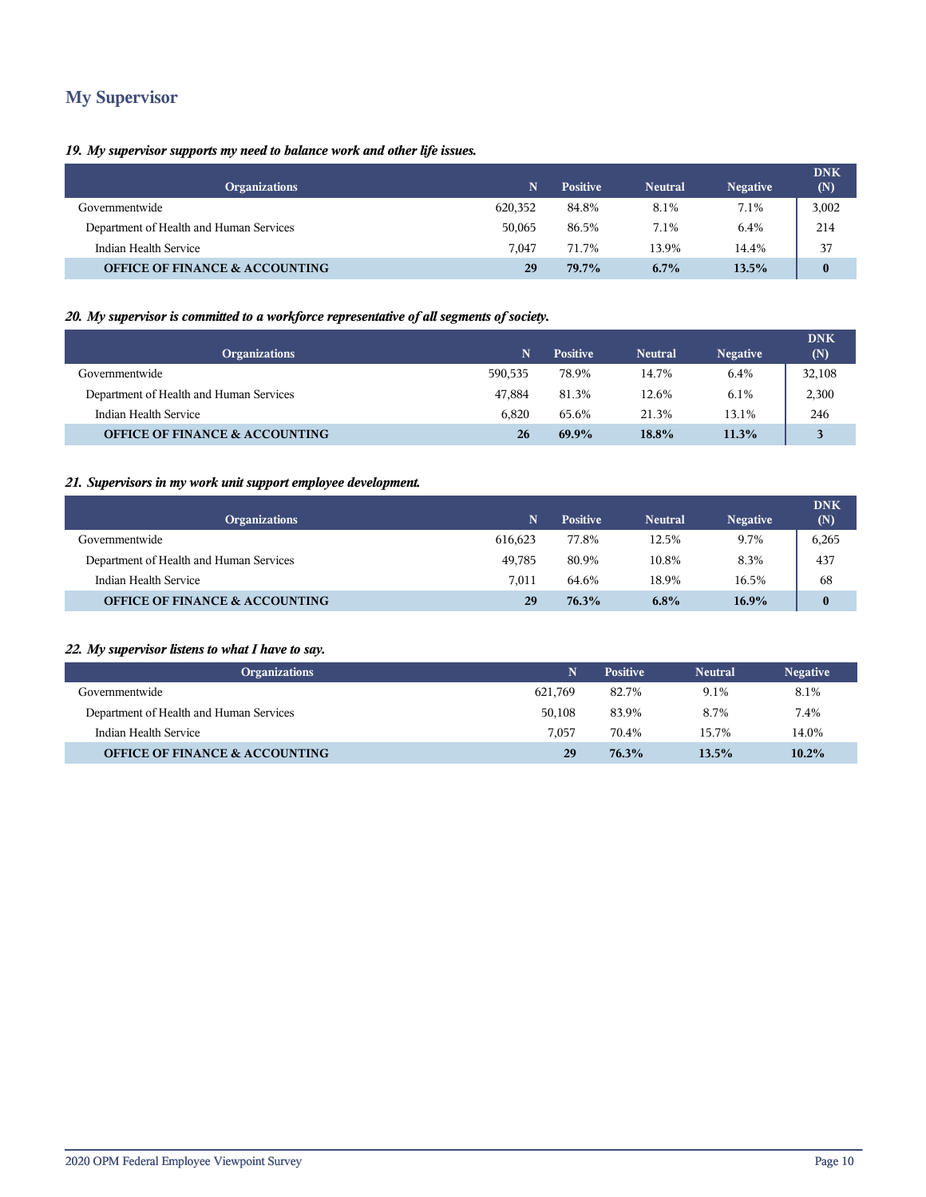## My Supervisor

### *19. My supervisor supports my need to balance work and other life issues.*

| Organizations | N | Positive | Neutral | Negative | DNK (N) |
|---|---|---|---|---|---|
| Governmentwide | 620,352 | 84.8% | 8.1% | 7.1% | 3,002 |
| Department of Health and Human Services | 50,065 | 86.5% | 7.1% | 6.4% | 214 |
| Indian Health Service | 7,047 | 71.7% | 13.9% | 14.4% | 37 |
| **OFFICE OF FINANCE & ACCOUNTING** | **29** | **79.7%** | **6.7%** | **13.5%** | **0** |

### *20. My supervisor is committed to a workforce representative of all segments of society.*

| Organizations | N | Positive | Neutral | Negative | DNK (N) |
|---|---|---|---|---|---|
| Governmentwide | 590,535 | 78.9% | 14.7% | 6.4% | 32,108 |
| Department of Health and Human Services | 47,884 | 81.3% | 12.6% | 6.1% | 2,300 |
| Indian Health Service | 6,820 | 65.6% | 21.3% | 13.1% | 246 |
| **OFFICE OF FINANCE & ACCOUNTING** | **26** | **69.9%** | **18.8%** | **11.3%** | **3** |

### *21. Supervisors in my work unit support employee development.*

| Organizations | N | Positive | Neutral | Negative | DNK (N) |
|---|---|---|---|---|---|
| Governmentwide | 616,623 | 77.8% | 12.5% | 9.7% | 6,265 |
| Department of Health and Human Services | 49,785 | 80.9% | 10.8% | 8.3% | 437 |
| Indian Health Service | 7,011 | 64.6% | 18.9% | 16.5% | 68 |
| **OFFICE OF FINANCE & ACCOUNTING** | **29** | **76.3%** | **6.8%** | **16.9%** | **0** |

### *22. My supervisor listens to what I have to say.*

| Organizations | N | Positive | Neutral | Negative |
|---|---|---|---|---|
| Governmentwide | 621,769 | 82.7% | 9.1% | 8.1% |
| Department of Health and Human Services | 50,108 | 83.9% | 8.7% | 7.4% |
| Indian Health Service | 7,057 | 70.4% | 15.7% | 14.0% |
| **OFFICE OF FINANCE & ACCOUNTING** | **29** | **76.3%** | **13.5%** | **10.2%** |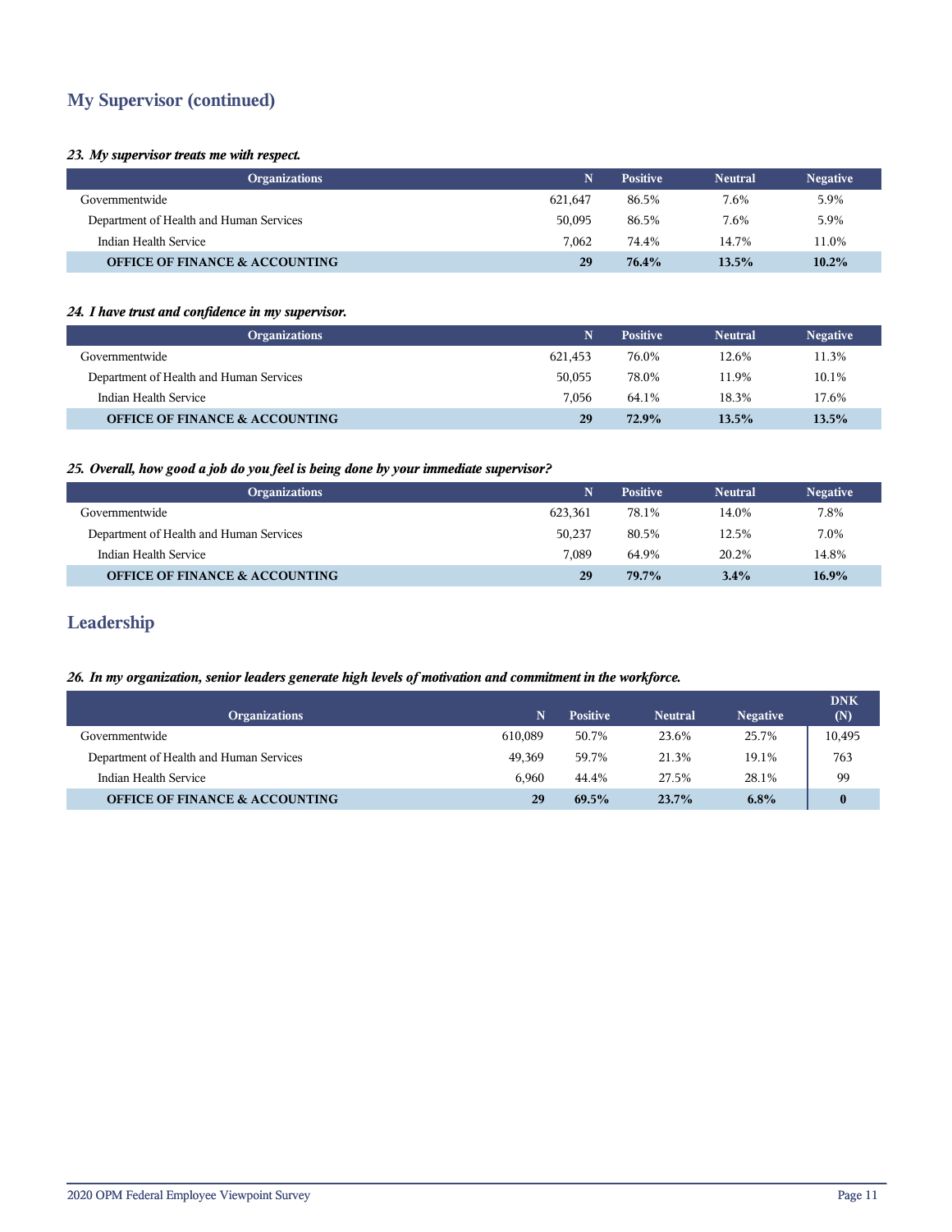## My Supervisor (continued)

*23. My supervisor treats me with respect.*

| Organizations | N | Positive | Neutral | Negative |
|---|---|---|---|---|
| Governmentwide | 621,647 | 86.5% | 7.6% | 5.9% |
| Department of Health and Human Services | 50,095 | 86.5% | 7.6% | 5.9% |
| Indian Health Service | 7,062 | 74.4% | 14.7% | 11.0% |
| **OFFICE OF FINANCE & ACCOUNTING** | **29** | **76.4%** | **13.5%** | **10.2%** |

*24. I have trust and confidence in my supervisor.*

| Organizations | N | Positive | Neutral | Negative |
|---|---|---|---|---|
| Governmentwide | 621,453 | 76.0% | 12.6% | 11.3% |
| Department of Health and Human Services | 50,055 | 78.0% | 11.9% | 10.1% |
| Indian Health Service | 7,056 | 64.1% | 18.3% | 17.6% |
| **OFFICE OF FINANCE & ACCOUNTING** | **29** | **72.9%** | **13.5%** | **13.5%** |

*25. Overall, how good a job do you feel is being done by your immediate supervisor?*

| Organizations | N | Positive | Neutral | Negative |
|---|---|---|---|---|
| Governmentwide | 623,361 | 78.1% | 14.0% | 7.8% |
| Department of Health and Human Services | 50,237 | 80.5% | 12.5% | 7.0% |
| Indian Health Service | 7,089 | 64.9% | 20.2% | 14.8% |
| **OFFICE OF FINANCE & ACCOUNTING** | **29** | **79.7%** | **3.4%** | **16.9%** |

## Leadership

*26. In my organization, senior leaders generate high levels of motivation and commitment in the workforce.*

| Organizations | N | Positive | Neutral | Negative | DNK (N) |
|---|---|---|---|---|---|
| Governmentwide | 610,089 | 50.7% | 23.6% | 25.7% | 10,495 |
| Department of Health and Human Services | 49,369 | 59.7% | 21.3% | 19.1% | 763 |
| Indian Health Service | 6,960 | 44.4% | 27.5% | 28.1% | 99 |
| **OFFICE OF FINANCE & ACCOUNTING** | **29** | **69.5%** | **23.7%** | **6.8%** | **0** |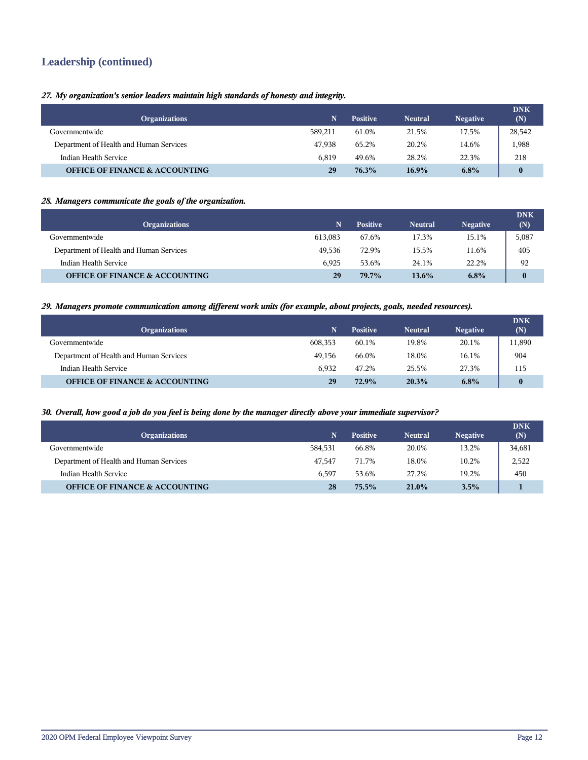## Leadership (continued)

***27. My organization's senior leaders maintain high standards of honesty and integrity.***

| Organizations | N | Positive | Neutral | Negative | DNK (N) |
|---|---|---|---|---|---|
| Governmentwide | 589,211 | 61.0% | 21.5% | 17.5% | 28,542 |
| Department of Health and Human Services | 47,938 | 65.2% | 20.2% | 14.6% | 1,988 |
| Indian Health Service | 6,819 | 49.6% | 28.2% | 22.3% | 218 |
| **OFFICE OF FINANCE & ACCOUNTING** | **29** | **76.3%** | **16.9%** | **6.8%** | **0** |

***28. Managers communicate the goals of the organization.***

| Organizations | N | Positive | Neutral | Negative | DNK (N) |
|---|---|---|---|---|---|
| Governmentwide | 613,083 | 67.6% | 17.3% | 15.1% | 5,087 |
| Department of Health and Human Services | 49,536 | 72.9% | 15.5% | 11.6% | 405 |
| Indian Health Service | 6,925 | 53.6% | 24.1% | 22.2% | 92 |
| **OFFICE OF FINANCE & ACCOUNTING** | **29** | **79.7%** | **13.6%** | **6.8%** | **0** |

***29. Managers promote communication among different work units (for example, about projects, goals, needed resources).***

| Organizations | N | Positive | Neutral | Negative | DNK (N) |
|---|---|---|---|---|---|
| Governmentwide | 608,353 | 60.1% | 19.8% | 20.1% | 11,890 |
| Department of Health and Human Services | 49,156 | 66.0% | 18.0% | 16.1% | 904 |
| Indian Health Service | 6,932 | 47.2% | 25.5% | 27.3% | 115 |
| **OFFICE OF FINANCE & ACCOUNTING** | **29** | **72.9%** | **20.3%** | **6.8%** | **0** |

***30. Overall, how good a job do you feel is being done by the manager directly above your immediate supervisor?***

| Organizations | N | Positive | Neutral | Negative | DNK (N) |
|---|---|---|---|---|---|
| Governmentwide | 584,531 | 66.8% | 20.0% | 13.2% | 34,681 |
| Department of Health and Human Services | 47,547 | 71.7% | 18.0% | 10.2% | 2,522 |
| Indian Health Service | 6,597 | 53.6% | 27.2% | 19.2% | 450 |
| **OFFICE OF FINANCE & ACCOUNTING** | **28** | **75.5%** | **21.0%** | **3.5%** | **1** |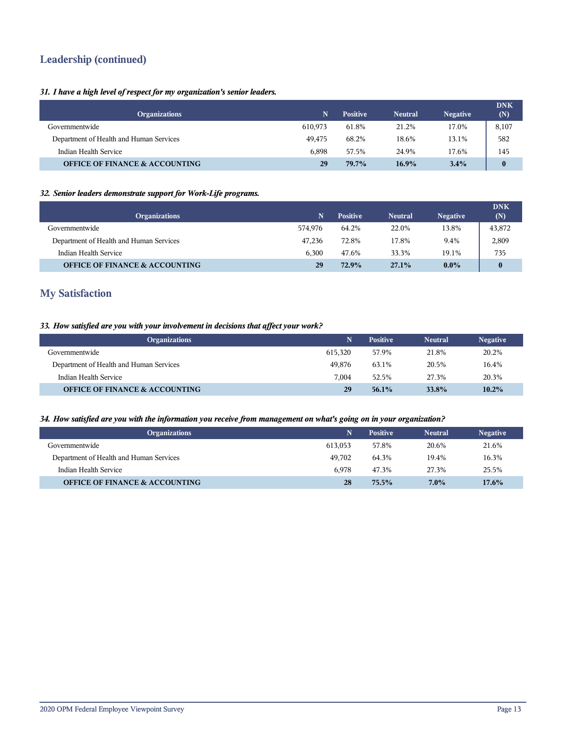## Leadership (continued)

***31. I have a high level of respect for my organization's senior leaders.***

| Organizations | N | Positive | Neutral | Negative | DNK (N) |
|---|---|---|---|---|---|
| Governmentwide | 610,973 | 61.8% | 21.2% | 17.0% | 8,107 |
| Department of Health and Human Services | 49,475 | 68.2% | 18.6% | 13.1% | 582 |
| Indian Health Service | 6,898 | 57.5% | 24.9% | 17.6% | 145 |
| **OFFICE OF FINANCE & ACCOUNTING** | **29** | **79.7%** | **16.9%** | **3.4%** | **0** |

***32. Senior leaders demonstrate support for Work-Life programs.***

| Organizations | N | Positive | Neutral | Negative | DNK (N) |
|---|---|---|---|---|---|
| Governmentwide | 574,976 | 64.2% | 22.0% | 13.8% | 43,872 |
| Department of Health and Human Services | 47,236 | 72.8% | 17.8% | 9.4% | 2,809 |
| Indian Health Service | 6,300 | 47.6% | 33.3% | 19.1% | 735 |
| **OFFICE OF FINANCE & ACCOUNTING** | **29** | **72.9%** | **27.1%** | **0.0%** | **0** |

## My Satisfaction

***33. How satisfied are you with your involvement in decisions that affect your work?***

| Organizations | N | Positive | Neutral | Negative |
|---|---|---|---|---|
| Governmentwide | 615,320 | 57.9% | 21.8% | 20.2% |
| Department of Health and Human Services | 49,876 | 63.1% | 20.5% | 16.4% |
| Indian Health Service | 7,004 | 52.5% | 27.3% | 20.3% |
| **OFFICE OF FINANCE & ACCOUNTING** | **29** | **56.1%** | **33.8%** | **10.2%** |

***34. How satisfied are you with the information you receive from management on what's going on in your organization?***

| Organizations | N | Positive | Neutral | Negative |
|---|---|---|---|---|
| Governmentwide | 613,053 | 57.8% | 20.6% | 21.6% |
| Department of Health and Human Services | 49,702 | 64.3% | 19.4% | 16.3% |
| Indian Health Service | 6,978 | 47.3% | 27.3% | 25.5% |
| **OFFICE OF FINANCE & ACCOUNTING** | **28** | **75.5%** | **7.0%** | **17.6%** |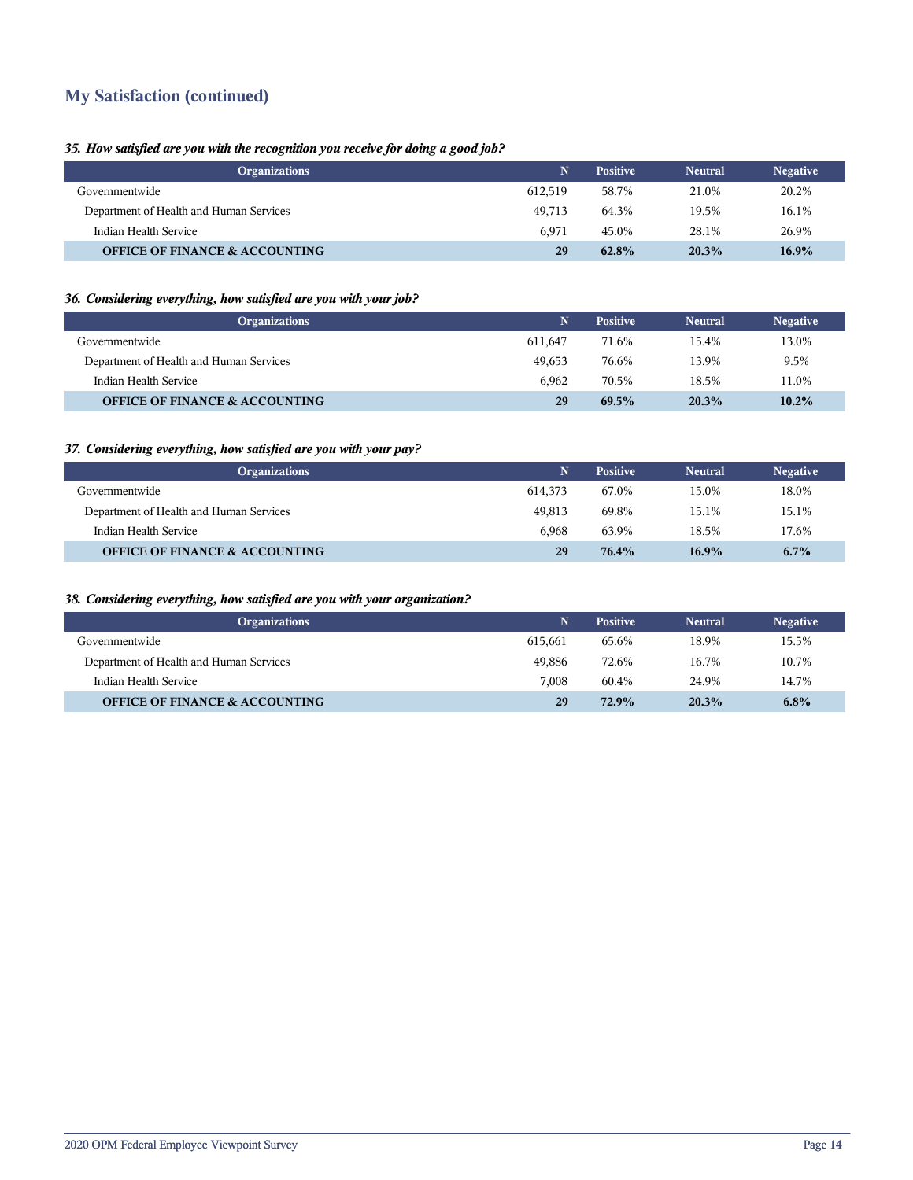## My Satisfaction (continued)

***35. How satisfied are you with the recognition you receive for doing a good job?***

| Organizations | N | Positive | Neutral | Negative |
|---|---|---|---|---|
| Governmentwide | 612,519 | 58.7% | 21.0% | 20.2% |
| Department of Health and Human Services | 49,713 | 64.3% | 19.5% | 16.1% |
| Indian Health Service | 6,971 | 45.0% | 28.1% | 26.9% |
| **OFFICE OF FINANCE & ACCOUNTING** | **29** | **62.8%** | **20.3%** | **16.9%** |

***36. Considering everything, how satisfied are you with your job?***

| Organizations | N | Positive | Neutral | Negative |
|---|---|---|---|---|
| Governmentwide | 611,647 | 71.6% | 15.4% | 13.0% |
| Department of Health and Human Services | 49,653 | 76.6% | 13.9% | 9.5% |
| Indian Health Service | 6,962 | 70.5% | 18.5% | 11.0% |
| **OFFICE OF FINANCE & ACCOUNTING** | **29** | **69.5%** | **20.3%** | **10.2%** |

***37. Considering everything, how satisfied are you with your pay?***

| Organizations | N | Positive | Neutral | Negative |
|---|---|---|---|---|
| Governmentwide | 614,373 | 67.0% | 15.0% | 18.0% |
| Department of Health and Human Services | 49,813 | 69.8% | 15.1% | 15.1% |
| Indian Health Service | 6,968 | 63.9% | 18.5% | 17.6% |
| **OFFICE OF FINANCE & ACCOUNTING** | **29** | **76.4%** | **16.9%** | **6.7%** |

***38. Considering everything, how satisfied are you with your organization?***

| Organizations | N | Positive | Neutral | Negative |
|---|---|---|---|---|
| Governmentwide | 615,661 | 65.6% | 18.9% | 15.5% |
| Department of Health and Human Services | 49,886 | 72.6% | 16.7% | 10.7% |
| Indian Health Service | 7,008 | 60.4% | 24.9% | 14.7% |
| **OFFICE OF FINANCE & ACCOUNTING** | **29** | **72.9%** | **20.3%** | **6.8%** |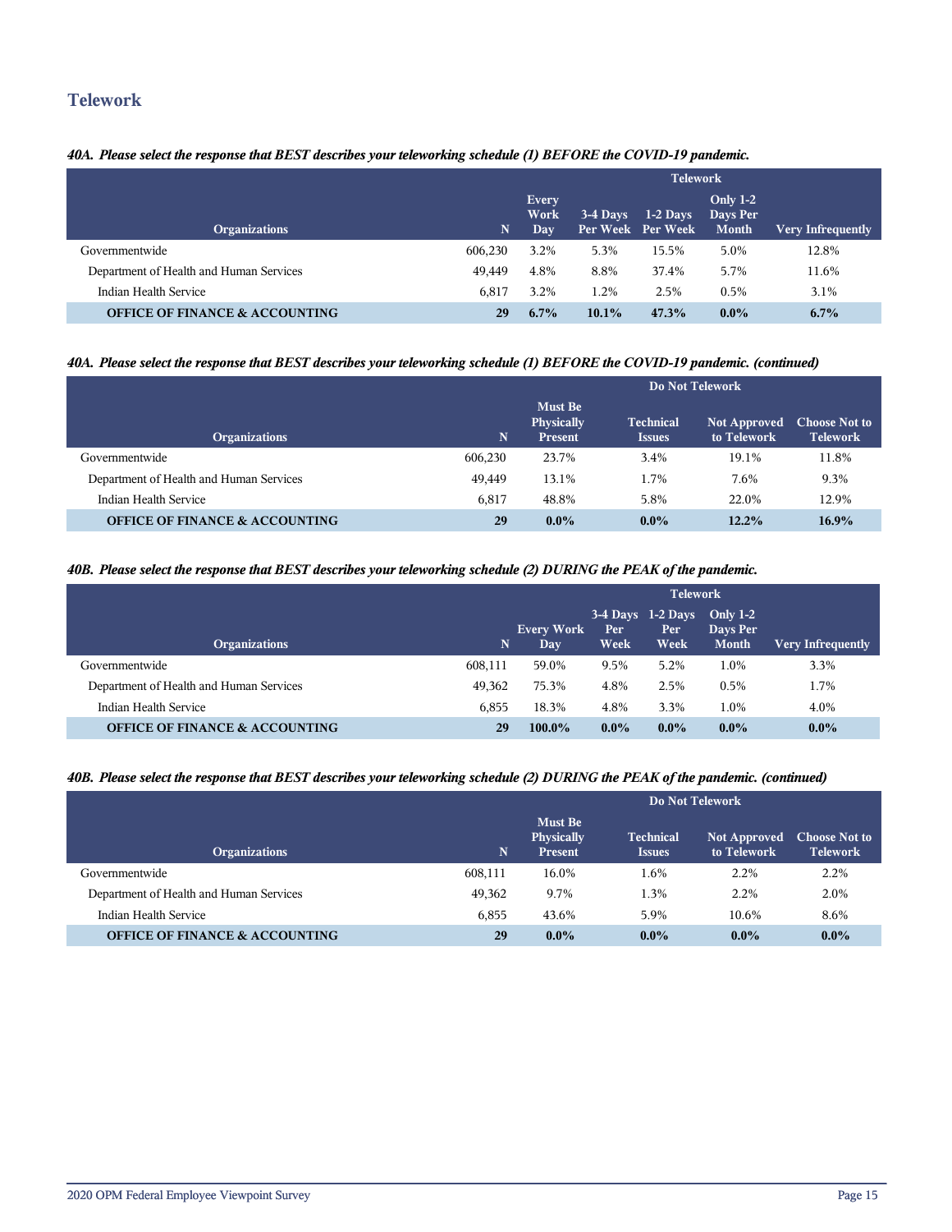## Telework

*40A. Please select the response that BEST describes your teleworking schedule (1) BEFORE the COVID-19 pandemic.*

| Organizations | N | Telework | | | | |
|---|---|---|---|---|---|---|
| | | Every Work Day | 3-4 Days Per Week | 1-2 Days Per Week | Only 1-2 Days Per Month | Very Infrequently |
| Governmentwide | 606,230 | 3.2% | 5.3% | 15.5% | 5.0% | 12.8% |
| Department of Health and Human Services | 49,449 | 4.8% | 8.8% | 37.4% | 5.7% | 11.6% |
| Indian Health Service | 6,817 | 3.2% | 1.2% | 2.5% | 0.5% | 3.1% |
| **OFFICE OF FINANCE & ACCOUNTING** | **29** | **6.7%** | **10.1%** | **47.3%** | **0.0%** | **6.7%** |

*40A. Please select the response that BEST describes your teleworking schedule (1) BEFORE the COVID-19 pandemic. (continued)*

| Organizations | N | Do Not Telework | | | |
|---|---|---|---|---|---|
| | | Must Be Physically Present | Technical Issues | Not Approved to Telework | Choose Not to Telework |
| Governmentwide | 606,230 | 23.7% | 3.4% | 19.1% | 11.8% |
| Department of Health and Human Services | 49,449 | 13.1% | 1.7% | 7.6% | 9.3% |
| Indian Health Service | 6,817 | 48.8% | 5.8% | 22.0% | 12.9% |
| **OFFICE OF FINANCE & ACCOUNTING** | **29** | **0.0%** | **0.0%** | **12.2%** | **16.9%** |

*40B. Please select the response that BEST describes your teleworking schedule (2) DURING the PEAK of the pandemic.*

| Organizations | N | Telework | | | | |
|---|---|---|---|---|---|---|
| | | Every Work Day | 3-4 Days Per Week | 1-2 Days Per Week | Only 1-2 Days Per Month | Very Infrequently |
| Governmentwide | 608,111 | 59.0% | 9.5% | 5.2% | 1.0% | 3.3% |
| Department of Health and Human Services | 49,362 | 75.3% | 4.8% | 2.5% | 0.5% | 1.7% |
| Indian Health Service | 6,855 | 18.3% | 4.8% | 3.3% | 1.0% | 4.0% |
| **OFFICE OF FINANCE & ACCOUNTING** | **29** | **100.0%** | **0.0%** | **0.0%** | **0.0%** | **0.0%** |

*40B. Please select the response that BEST describes your teleworking schedule (2) DURING the PEAK of the pandemic. (continued)*

| Organizations | N | Do Not Telework | | | |
|---|---|---|---|---|---|
| | | Must Be Physically Present | Technical Issues | Not Approved to Telework | Choose Not to Telework |
| Governmentwide | 608,111 | 16.0% | 1.6% | 2.2% | 2.2% |
| Department of Health and Human Services | 49,362 | 9.7% | 1.3% | 2.2% | 2.0% |
| Indian Health Service | 6,855 | 43.6% | 5.9% | 10.6% | 8.6% |
| **OFFICE OF FINANCE & ACCOUNTING** | **29** | **0.0%** | **0.0%** | **0.0%** | **0.0%** |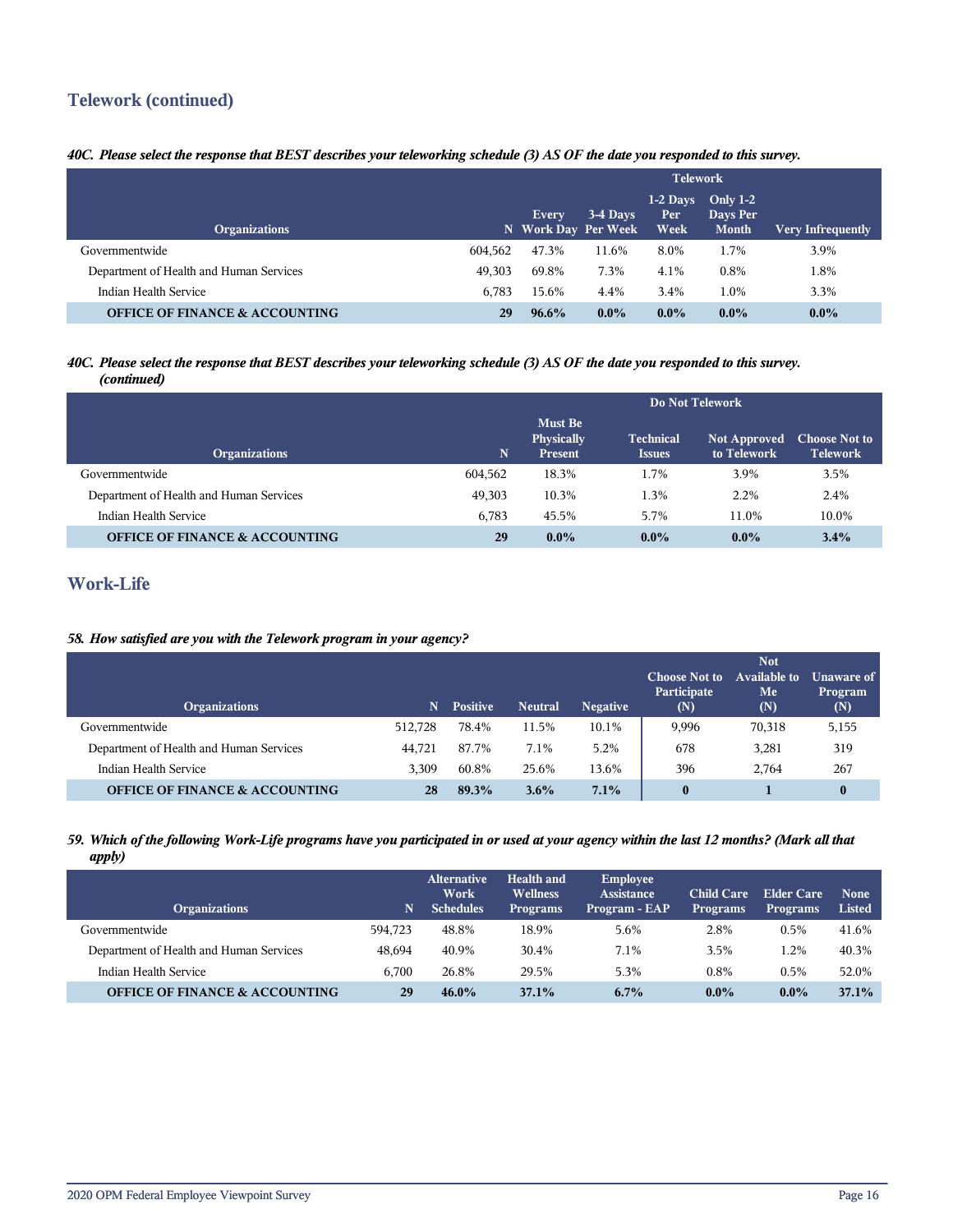## Telework (continued)

*40C. Please select the response that BEST describes your teleworking schedule (3) AS OF the date you responded to this survey.*

| Organizations | N | Telework | | | | |
|---|---|---|---|---|---|---|
| | | Every Work Day | 3-4 Days Per Week | 1-2 Days Per Week | Only 1-2 Days Per Month | Very Infrequently |
| Governmentwide | 604,562 | 47.3% | 11.6% | 8.0% | 1.7% | 3.9% |
| Department of Health and Human Services | 49,303 | 69.8% | 7.3% | 4.1% | 0.8% | 1.8% |
| Indian Health Service | 6,783 | 15.6% | 4.4% | 3.4% | 1.0% | 3.3% |
| **OFFICE OF FINANCE & ACCOUNTING** | **29** | **96.6%** | **0.0%** | **0.0%** | **0.0%** | **0.0%** |

*40C. Please select the response that BEST describes your teleworking schedule (3) AS OF the date you responded to this survey. (continued)*

| Organizations | N | Do Not Telework | | | |
|---|---|---|---|---|---|
| | | Must Be Physically Present | Technical Issues | Not Approved to Telework | Choose Not to Telework |
| Governmentwide | 604,562 | 18.3% | 1.7% | 3.9% | 3.5% |
| Department of Health and Human Services | 49,303 | 10.3% | 1.3% | 2.2% | 2.4% |
| Indian Health Service | 6,783 | 45.5% | 5.7% | 11.0% | 10.0% |
| **OFFICE OF FINANCE & ACCOUNTING** | **29** | **0.0%** | **0.0%** | **0.0%** | **3.4%** |

## Work-Life

*58. How satisfied are you with the Telework program in your agency?*

| Organizations | N | Positive | Neutral | Negative | Choose Not to Participate (N) | Not Available to Me (N) | Unaware of Program (N) |
|---|---|---|---|---|---|---|---|
| Governmentwide | 512,728 | 78.4% | 11.5% | 10.1% | 9,996 | 70,318 | 5,155 |
| Department of Health and Human Services | 44,721 | 87.7% | 7.1% | 5.2% | 678 | 3,281 | 319 |
| Indian Health Service | 3,309 | 60.8% | 25.6% | 13.6% | 396 | 2,764 | 267 |
| **OFFICE OF FINANCE & ACCOUNTING** | **28** | **89.3%** | **3.6%** | **7.1%** | **0** | **1** | **0** |

*59. Which of the following Work-Life programs have you participated in or used at your agency within the last 12 months? (Mark all that apply)*

| Organizations | N | Alternative Work Schedules | Health and Wellness Programs | Employee Assistance Program - EAP | Child Care Programs | Elder Care Programs | None Listed |
|---|---|---|---|---|---|---|---|
| Governmentwide | 594,723 | 48.8% | 18.9% | 5.6% | 2.8% | 0.5% | 41.6% |
| Department of Health and Human Services | 48,694 | 40.9% | 30.4% | 7.1% | 3.5% | 1.2% | 40.3% |
| Indian Health Service | 6,700 | 26.8% | 29.5% | 5.3% | 0.8% | 0.5% | 52.0% |
| **OFFICE OF FINANCE & ACCOUNTING** | **29** | **46.0%** | **37.1%** | **6.7%** | **0.0%** | **0.0%** | **37.1%** |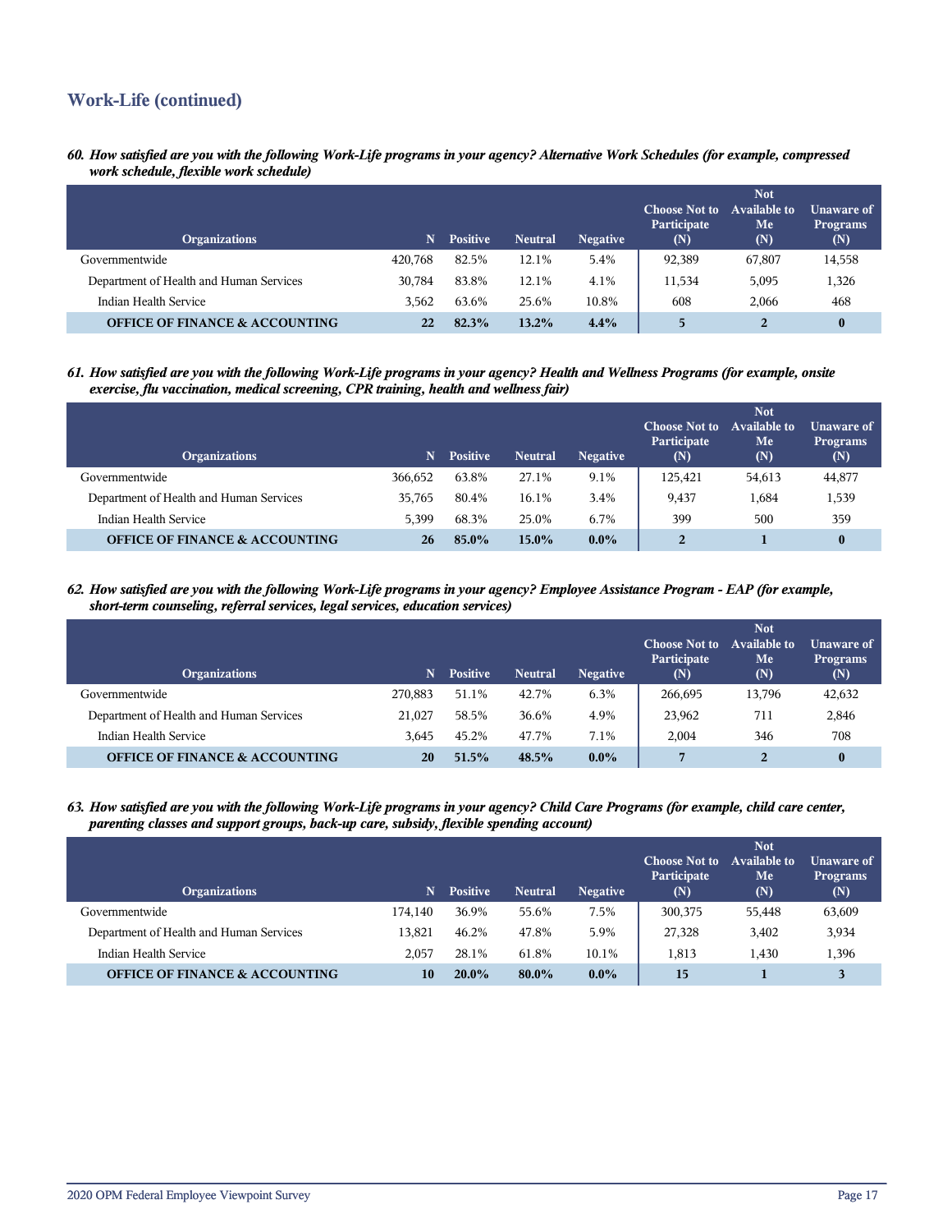## Work-Life (continued)

***60. How satisfied are you with the following Work-Life programs in your agency? Alternative Work Schedules (for example, compressed work schedule, flexible work schedule)***

| Organizations | N | Positive | Neutral | Negative | Choose Not to Participate (N) | Not Available to Me (N) | Unaware of Programs (N) |
|---|---|---|---|---|---|---|---|
| Governmentwide | 420,768 | 82.5% | 12.1% | 5.4% | 92,389 | 67,807 | 14,558 |
| Department of Health and Human Services | 30,784 | 83.8% | 12.1% | 4.1% | 11,534 | 5,095 | 1,326 |
| Indian Health Service | 3,562 | 63.6% | 25.6% | 10.8% | 608 | 2,066 | 468 |
| **OFFICE OF FINANCE & ACCOUNTING** | **22** | **82.3%** | **13.2%** | **4.4%** | **5** | **2** | **0** |

***61. How satisfied are you with the following Work-Life programs in your agency? Health and Wellness Programs (for example, onsite exercise, flu vaccination, medical screening, CPR training, health and wellness fair)***

| Organizations | N | Positive | Neutral | Negative | Choose Not to Participate (N) | Not Available to Me (N) | Unaware of Programs (N) |
|---|---|---|---|---|---|---|---|
| Governmentwide | 366,652 | 63.8% | 27.1% | 9.1% | 125,421 | 54,613 | 44,877 |
| Department of Health and Human Services | 35,765 | 80.4% | 16.1% | 3.4% | 9,437 | 1,684 | 1,539 |
| Indian Health Service | 5,399 | 68.3% | 25.0% | 6.7% | 399 | 500 | 359 |
| **OFFICE OF FINANCE & ACCOUNTING** | **26** | **85.0%** | **15.0%** | **0.0%** | **2** | **1** | **0** |

***62. How satisfied are you with the following Work-Life programs in your agency? Employee Assistance Program - EAP (for example, short-term counseling, referral services, legal services, education services)***

| Organizations | N | Positive | Neutral | Negative | Choose Not to Participate (N) | Not Available to Me (N) | Unaware of Programs (N) |
|---|---|---|---|---|---|---|---|
| Governmentwide | 270,883 | 51.1% | 42.7% | 6.3% | 266,695 | 13,796 | 42,632 |
| Department of Health and Human Services | 21,027 | 58.5% | 36.6% | 4.9% | 23,962 | 711 | 2,846 |
| Indian Health Service | 3,645 | 45.2% | 47.7% | 7.1% | 2,004 | 346 | 708 |
| **OFFICE OF FINANCE & ACCOUNTING** | **20** | **51.5%** | **48.5%** | **0.0%** | **7** | **2** | **0** |

***63. How satisfied are you with the following Work-Life programs in your agency? Child Care Programs (for example, child care center, parenting classes and support groups, back-up care, subsidy, flexible spending account)***

| Organizations | N | Positive | Neutral | Negative | Choose Not to Participate (N) | Not Available to Me (N) | Unaware of Programs (N) |
|---|---|---|---|---|---|---|---|
| Governmentwide | 174,140 | 36.9% | 55.6% | 7.5% | 300,375 | 55,448 | 63,609 |
| Department of Health and Human Services | 13,821 | 46.2% | 47.8% | 5.9% | 27,328 | 3,402 | 3,934 |
| Indian Health Service | 2,057 | 28.1% | 61.8% | 10.1% | 1,813 | 1,430 | 1,396 |
| **OFFICE OF FINANCE & ACCOUNTING** | **10** | **20.0%** | **80.0%** | **0.0%** | **15** | **1** | **3** |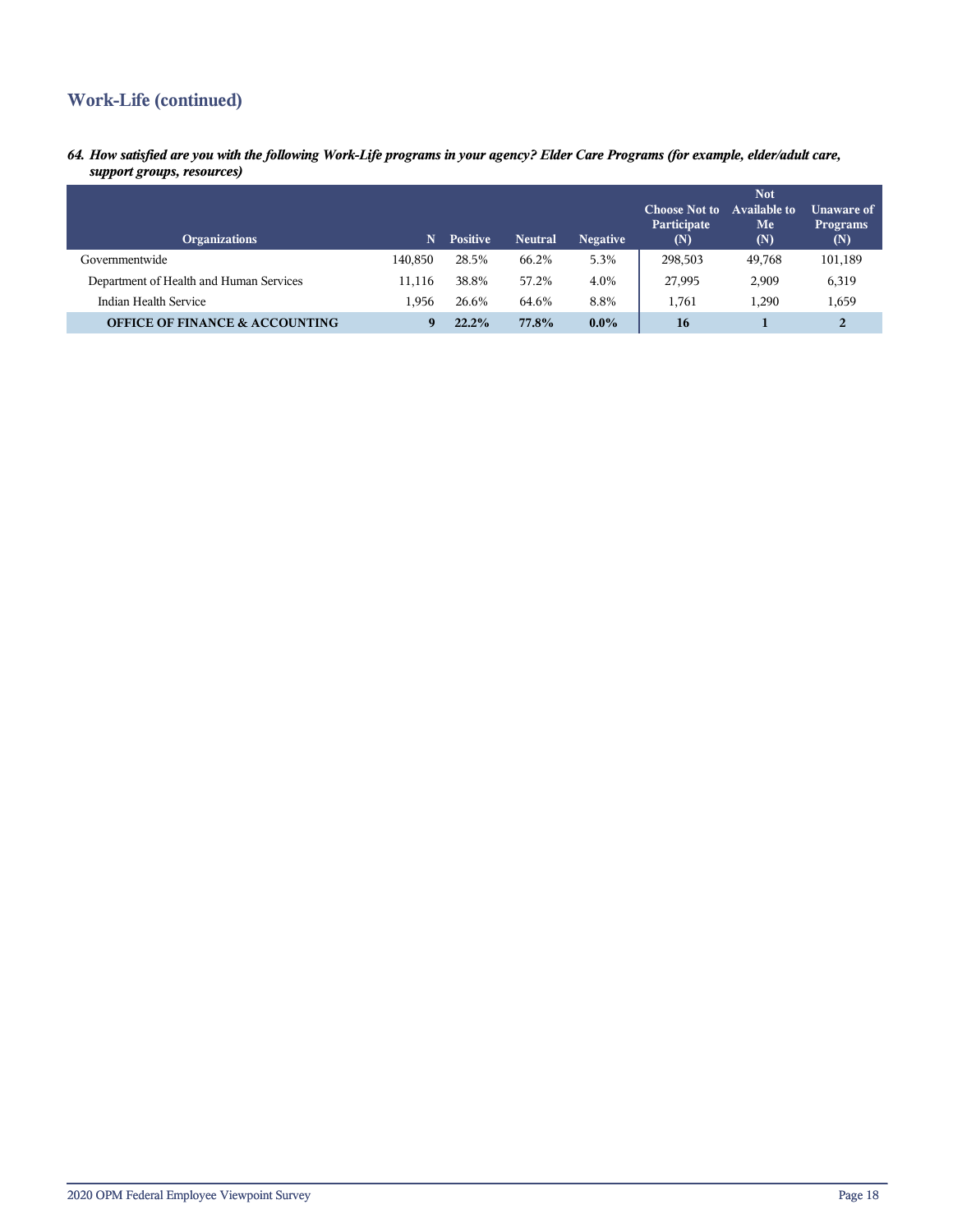## Work-Life (continued)

*64. How satisfied are you with the following Work-Life programs in your agency? Elder Care Programs (for example, elder/adult care, support groups, resources)*

| Organizations | N | Positive | Neutral | Negative | Choose Not to Participate (N) | Not Available to Me (N) | Unaware of Programs (N) |
|---|---|---|---|---|---|---|---|
| Governmentwide | 140,850 | 28.5% | 66.2% | 5.3% | 298,503 | 49,768 | 101,189 |
| Department of Health and Human Services | 11,116 | 38.8% | 57.2% | 4.0% | 27,995 | 2,909 | 6,319 |
| Indian Health Service | 1,956 | 26.6% | 64.6% | 8.8% | 1,761 | 1,290 | 1,659 |
| **OFFICE OF FINANCE & ACCOUNTING** | **9** | **22.2%** | **77.8%** | **0.0%** | **16** | **1** | **2** |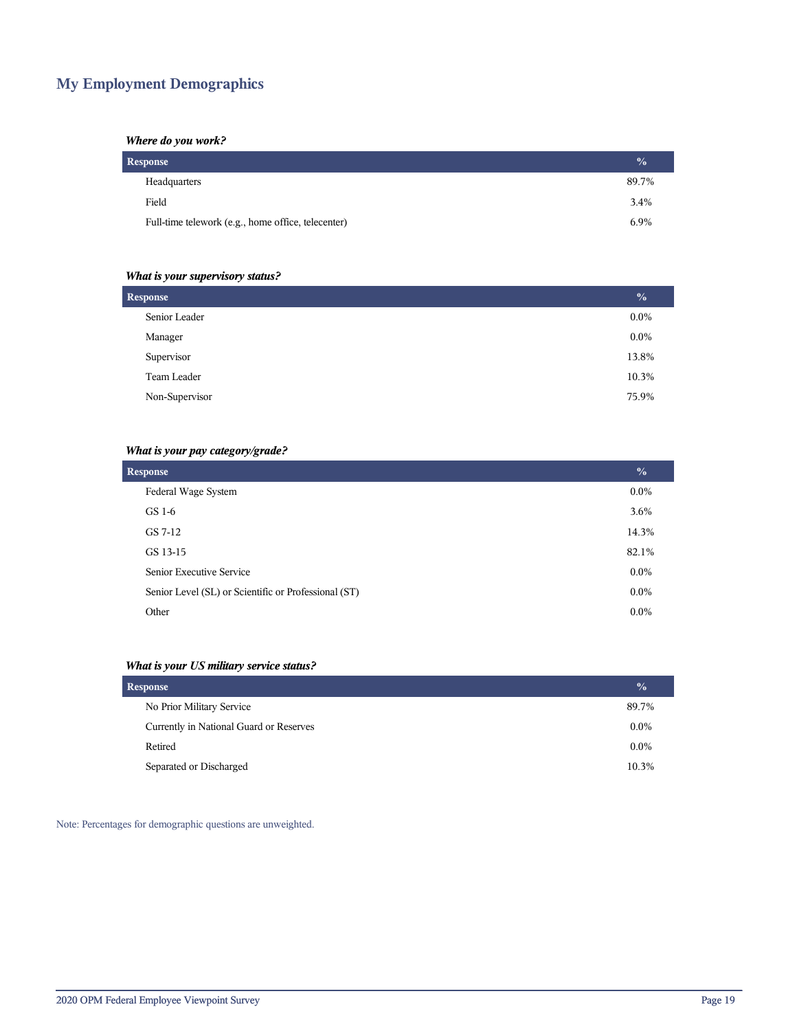## My Employment Demographics

***Where do you work?***

| Response | % |
|---|---|
| Headquarters | 89.7% |
| Field | 3.4% |
| Full-time telework (e.g., home office, telecenter) | 6.9% |

***What is your supervisory status?***

| Response | % |
|---|---|
| Senior Leader | 0.0% |
| Manager | 0.0% |
| Supervisor | 13.8% |
| Team Leader | 10.3% |
| Non-Supervisor | 75.9% |

***What is your pay category/grade?***

| Response | % |
|---|---|
| Federal Wage System | 0.0% |
| GS 1-6 | 3.6% |
| GS 7-12 | 14.3% |
| GS 13-15 | 82.1% |
| Senior Executive Service | 0.0% |
| Senior Level (SL) or Scientific or Professional (ST) | 0.0% |
| Other | 0.0% |

***What is your US military service status?***

| Response | % |
|---|---|
| No Prior Military Service | 89.7% |
| Currently in National Guard or Reserves | 0.0% |
| Retired | 0.0% |
| Separated or Discharged | 10.3% |

Note: Percentages for demographic questions are unweighted.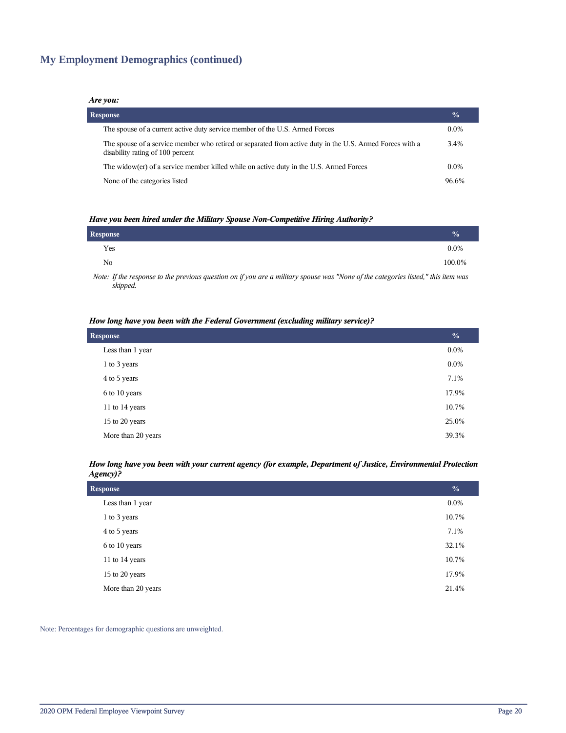## My Employment Demographics (continued)

***Are you:***

| Response | % |
| --- | --- |
| The spouse of a current active duty service member of the U.S. Armed Forces | 0.0% |
| The spouse of a service member who retired or separated from active duty in the U.S. Armed Forces with a disability rating of 100 percent | 3.4% |
| The widow(er) of a service member killed while on active duty in the U.S. Armed Forces | 0.0% |
| None of the categories listed | 96.6% |

***Have you been hired under the Military Spouse Non-Competitive Hiring Authority?***

| Response | % |
| --- | --- |
| Yes | 0.0% |
| No | 100.0% |

*Note: If the response to the previous question on if you are a military spouse was "None of the categories listed," this item was skipped.*

***How long have you been with the Federal Government (excluding military service)?***

| Response | % |
| --- | --- |
| Less than 1 year | 0.0% |
| 1 to 3 years | 0.0% |
| 4 to 5 years | 7.1% |
| 6 to 10 years | 17.9% |
| 11 to 14 years | 10.7% |
| 15 to 20 years | 25.0% |
| More than 20 years | 39.3% |

***How long have you been with your current agency (for example, Department of Justice, Environmental Protection Agency)?***

| Response | % |
| --- | --- |
| Less than 1 year | 0.0% |
| 1 to 3 years | 10.7% |
| 4 to 5 years | 7.1% |
| 6 to 10 years | 32.1% |
| 11 to 14 years | 10.7% |
| 15 to 20 years | 17.9% |
| More than 20 years | 21.4% |

Note: Percentages for demographic questions are unweighted.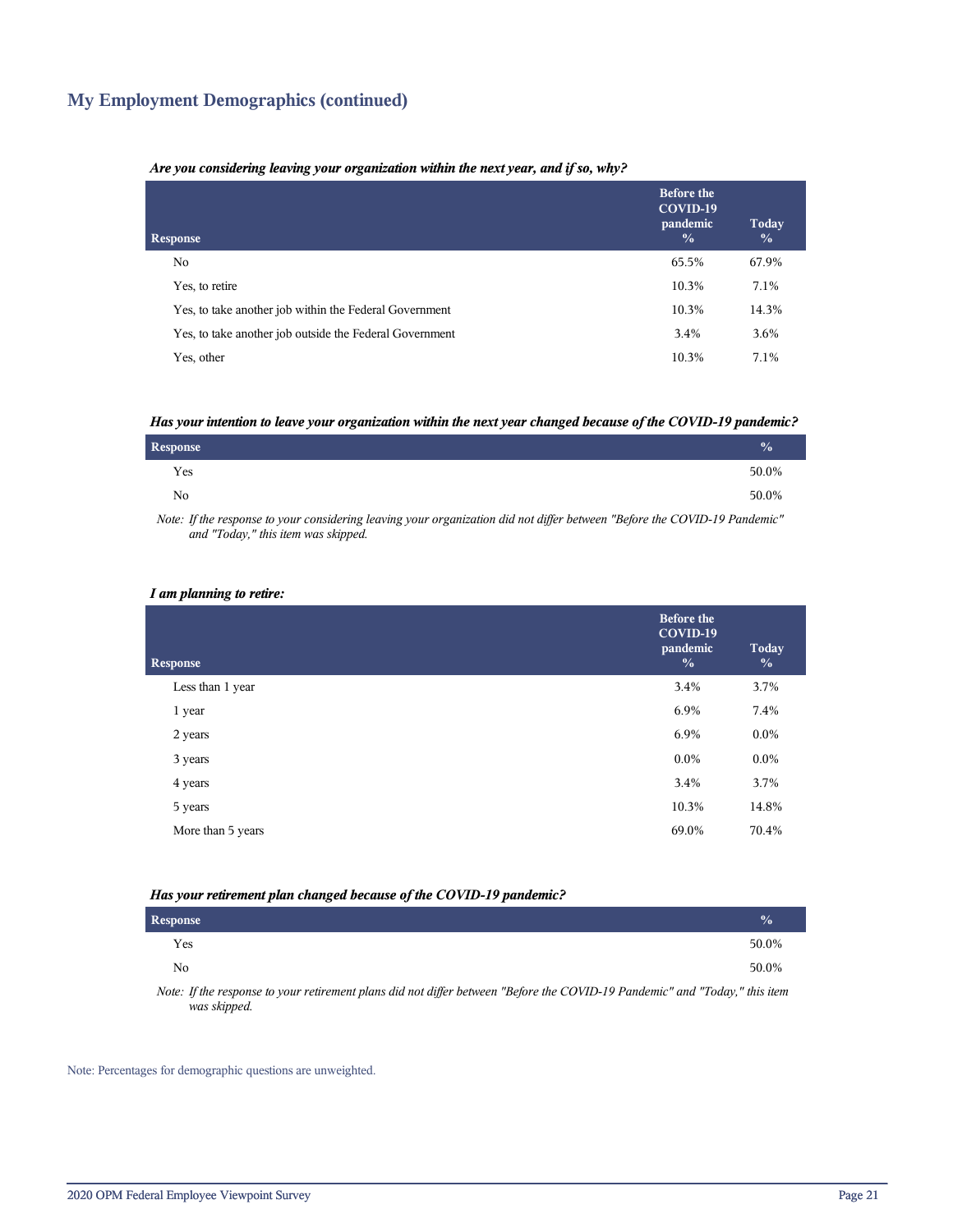## My Employment Demographics (continued)

***Are you considering leaving your organization within the next year, and if so, why?***

| Response | Before the COVID-19 pandemic % | Today % |
|---|---|---|
| No | 65.5% | 67.9% |
| Yes, to retire | 10.3% | 7.1% |
| Yes, to take another job within the Federal Government | 10.3% | 14.3% |
| Yes, to take another job outside the Federal Government | 3.4% | 3.6% |
| Yes, other | 10.3% | 7.1% |

***Has your intention to leave your organization within the next year changed because of the COVID-19 pandemic?***

| Response | % |
|---|---|
| Yes | 50.0% |
| No | 50.0% |

*Note: If the response to your considering leaving your organization did not differ between "Before the COVID-19 Pandemic" and "Today," this item was skipped.*

***I am planning to retire:***

| Response | Before the COVID-19 pandemic % | Today % |
|---|---|---|
| Less than 1 year | 3.4% | 3.7% |
| 1 year | 6.9% | 7.4% |
| 2 years | 6.9% | 0.0% |
| 3 years | 0.0% | 0.0% |
| 4 years | 3.4% | 3.7% |
| 5 years | 10.3% | 14.8% |
| More than 5 years | 69.0% | 70.4% |

***Has your retirement plan changed because of the COVID-19 pandemic?***

| Response | % |
|---|---|
| Yes | 50.0% |
| No | 50.0% |

*Note: If the response to your retirement plans did not differ between "Before the COVID-19 Pandemic" and "Today," this item was skipped.*

Note: Percentages for demographic questions are unweighted.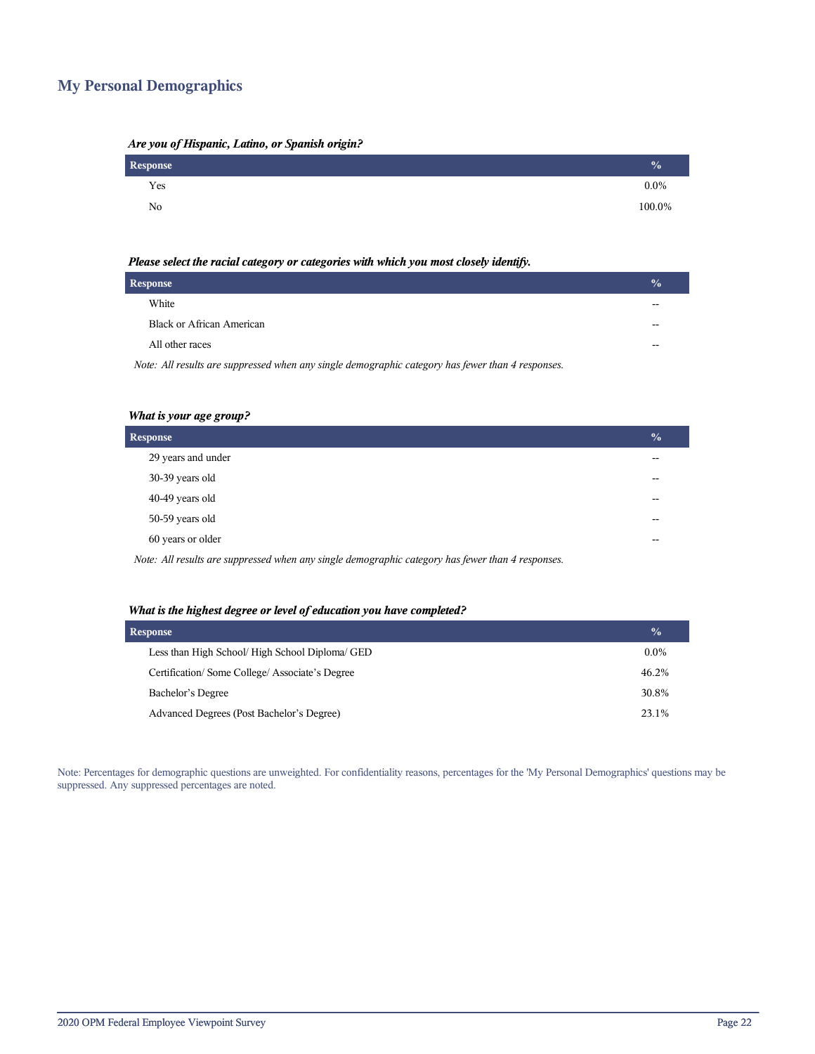## My Personal Demographics

***Are you of Hispanic, Latino, or Spanish origin?***

| Response | % |
|---|---|
| Yes | 0.0% |
| No | 100.0% |

***Please select the racial category or categories with which you most closely identify.***

| Response | % |
|---|---|
| White | -- |
| Black or African American | -- |
| All other races | -- |

*Note: All results are suppressed when any single demographic category has fewer than 4 responses.*

***What is your age group?***

| Response | % |
|---|---|
| 29 years and under | -- |
| 30-39 years old | -- |
| 40-49 years old | -- |
| 50-59 years old | -- |
| 60 years or older | -- |

*Note: All results are suppressed when any single demographic category has fewer than 4 responses.*

***What is the highest degree or level of education you have completed?***

| Response | % |
|---|---|
| Less than High School/ High School Diploma/ GED | 0.0% |
| Certification/ Some College/ Associate's Degree | 46.2% |
| Bachelor's Degree | 30.8% |
| Advanced Degrees (Post Bachelor's Degree) | 23.1% |

Note: Percentages for demographic questions are unweighted. For confidentiality reasons, percentages for the 'My Personal Demographics' questions may be suppressed. Any suppressed percentages are noted.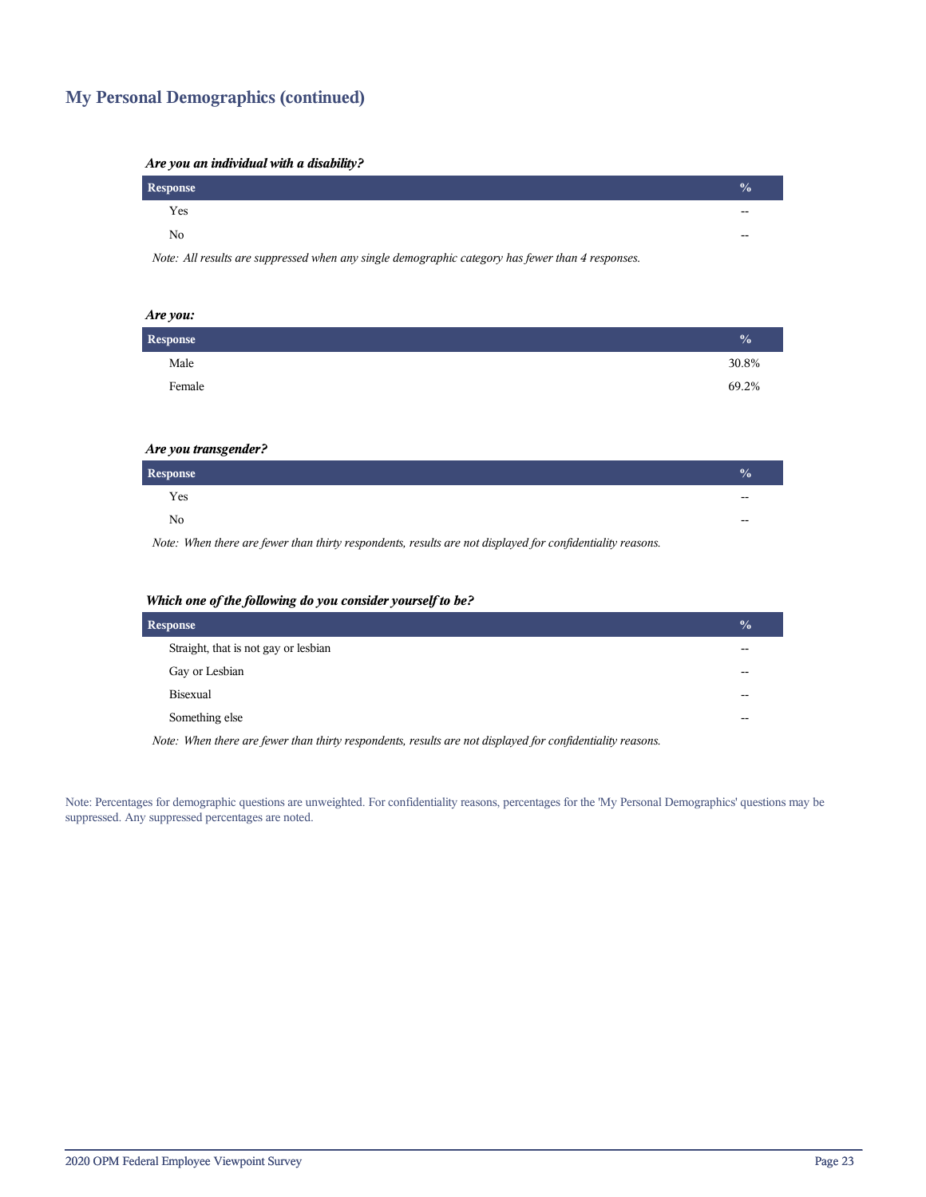## My Personal Demographics (continued)

***Are you an individual with a disability?***

| Response | % |
|---|---|
| Yes | -- |
| No | -- |

*Note: All results are suppressed when any single demographic category has fewer than 4 responses.*

***Are you:***

| Response | % |
|---|---|
| Male | 30.8% |
| Female | 69.2% |

***Are you transgender?***

| Response | % |
|---|---|
| Yes | -- |
| No | -- |

*Note: When there are fewer than thirty respondents, results are not displayed for confidentiality reasons.*

***Which one of the following do you consider yourself to be?***

| Response | % |
|---|---|
| Straight, that is not gay or lesbian | -- |
| Gay or Lesbian | -- |
| Bisexual | -- |
| Something else | -- |

*Note: When there are fewer than thirty respondents, results are not displayed for confidentiality reasons.*

Note: Percentages for demographic questions are unweighted. For confidentiality reasons, percentages for the 'My Personal Demographics' questions may be suppressed. Any suppressed percentages are noted.